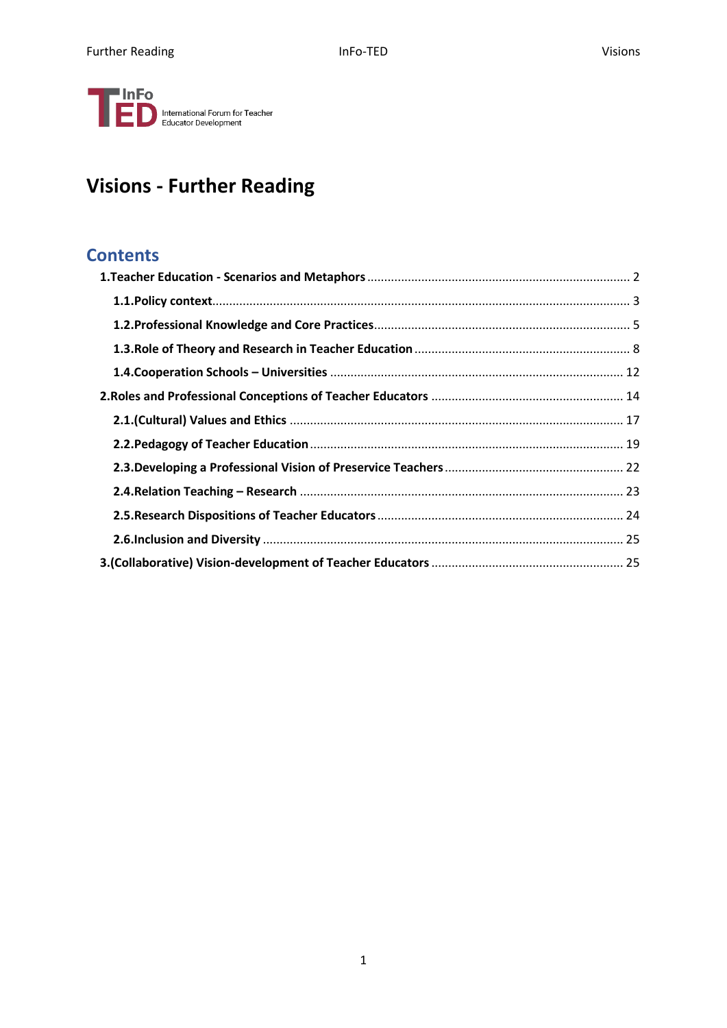InFo TED International Forum for Teacher Educator Development

# Visions - Further Reading

## Contents

**1.Teacher Education - Scenarios and Metaphors** ..... 2

- **1.1.Policy context** ..... 3
- **1.2.Professional Knowledge and Core Practices** ..... 5
- **1.3.Role of Theory and Research in Teacher Education** ..... 8
- **1.4.Cooperation Schools – Universities** ..... 12

**2.Roles and Professional Conceptions of Teacher Educators** ..... 14

- **2.1.(Cultural) Values and Ethics** ..... 17
- **2.2.Pedagogy of Teacher Education** ..... 19
- **2.3.Developing a Professional Vision of Preservice Teachers** ..... 22
- **2.4.Relation Teaching – Research** ..... 23
- **2.5.Research Dispositions of Teacher Educators** ..... 24
- **2.6.Inclusion and Diversity** ..... 25

**3.(Collaborative) Vision-development of Teacher Educators** ..... 25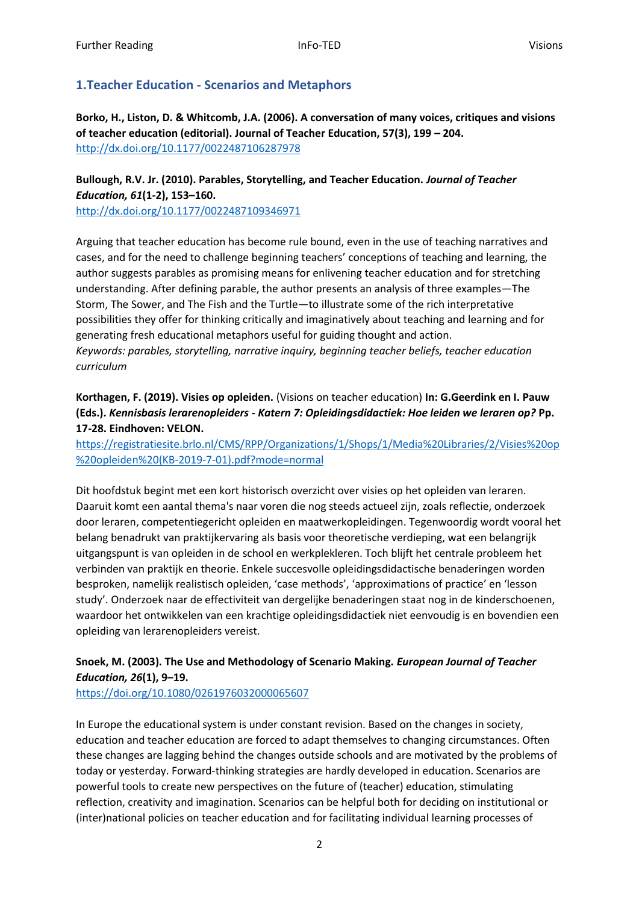## 1.Teacher Education - Scenarios and Metaphors

**Borko, H., Liston, D. & Whitcomb, J.A. (2006). A conversation of many voices, critiques and visions of teacher education (editorial). Journal of Teacher Education, 57(3), 199 – 204.**
http://dx.doi.org/10.1177/0022487106287978

**Bullough, R.V. Jr. (2010). Parables, Storytelling, and Teacher Education. *Journal of Teacher Education, 61*(1-2), 153–160.**
http://dx.doi.org/10.1177/0022487109346971

Arguing that teacher education has become rule bound, even in the use of teaching narratives and cases, and for the need to challenge beginning teachers' conceptions of teaching and learning, the author suggests parables as promising means for enlivening teacher education and for stretching understanding. After defining parable, the author presents an analysis of three examples—The Storm, The Sower, and The Fish and the Turtle—to illustrate some of the rich interpretative possibilities they offer for thinking critically and imaginatively about teaching and learning and for generating fresh educational metaphors useful for guiding thought and action.
*Keywords: parables, storytelling, narrative inquiry, beginning teacher beliefs, teacher education curriculum*

**Korthagen, F. (2019). Visies op opleiden.** (Visions on teacher education) **In: G.Geerdink en I. Pauw (Eds.). *Kennisbasis lerarenopleiders - Katern 7: Opleidingsdidactiek: Hoe leiden we leraren op?* Pp. 17-28. Eindhoven: VELON.**
https://registratiesite.brlo.nl/CMS/RPP/Organizations/1/Shops/1/Media%20Libraries/2/Visies%20op%20opleiden%20(KB-2019-7-01).pdf?mode=normal

Dit hoofdstuk begint met een kort historisch overzicht over visies op het opleiden van leraren. Daaruit komt een aantal thema's naar voren die nog steeds actueel zijn, zoals reflectie, onderzoek door leraren, competentiegericht opleiden en maatwerkopleidingen. Tegenwoordig wordt vooral het belang benadrukt van praktijkervaring als basis voor theoretische verdieping, wat een belangrijk uitgangspunt is van opleiden in de school en werkplekleren. Toch blijft het centrale probleem het verbinden van praktijk en theorie. Enkele succesvolle opleidingsdidactische benaderingen worden besproken, namelijk realistisch opleiden, 'case methods', 'approximations of practice' en 'lesson study'. Onderzoek naar de effectiviteit van dergelijke benaderingen staat nog in de kinderschoenen, waardoor het ontwikkelen van een krachtige opleidingsdidactiek niet eenvoudig is en bovendien een opleiding van lerarenopleiders vereist.

**Snoek, M. (2003). The Use and Methodology of Scenario Making. *European Journal of Teacher Education, 26*(1), 9–19.**
https://doi.org/10.1080/0261976032000065607

In Europe the educational system is under constant revision. Based on the changes in society, education and teacher education are forced to adapt themselves to changing circumstances. Often these changes are lagging behind the changes outside schools and are motivated by the problems of today or yesterday. Forward-thinking strategies are hardly developed in education. Scenarios are powerful tools to create new perspectives on the future of (teacher) education, stimulating reflection, creativity and imagination. Scenarios can be helpful both for deciding on institutional or (inter)national policies on teacher education and for facilitating individual learning processes of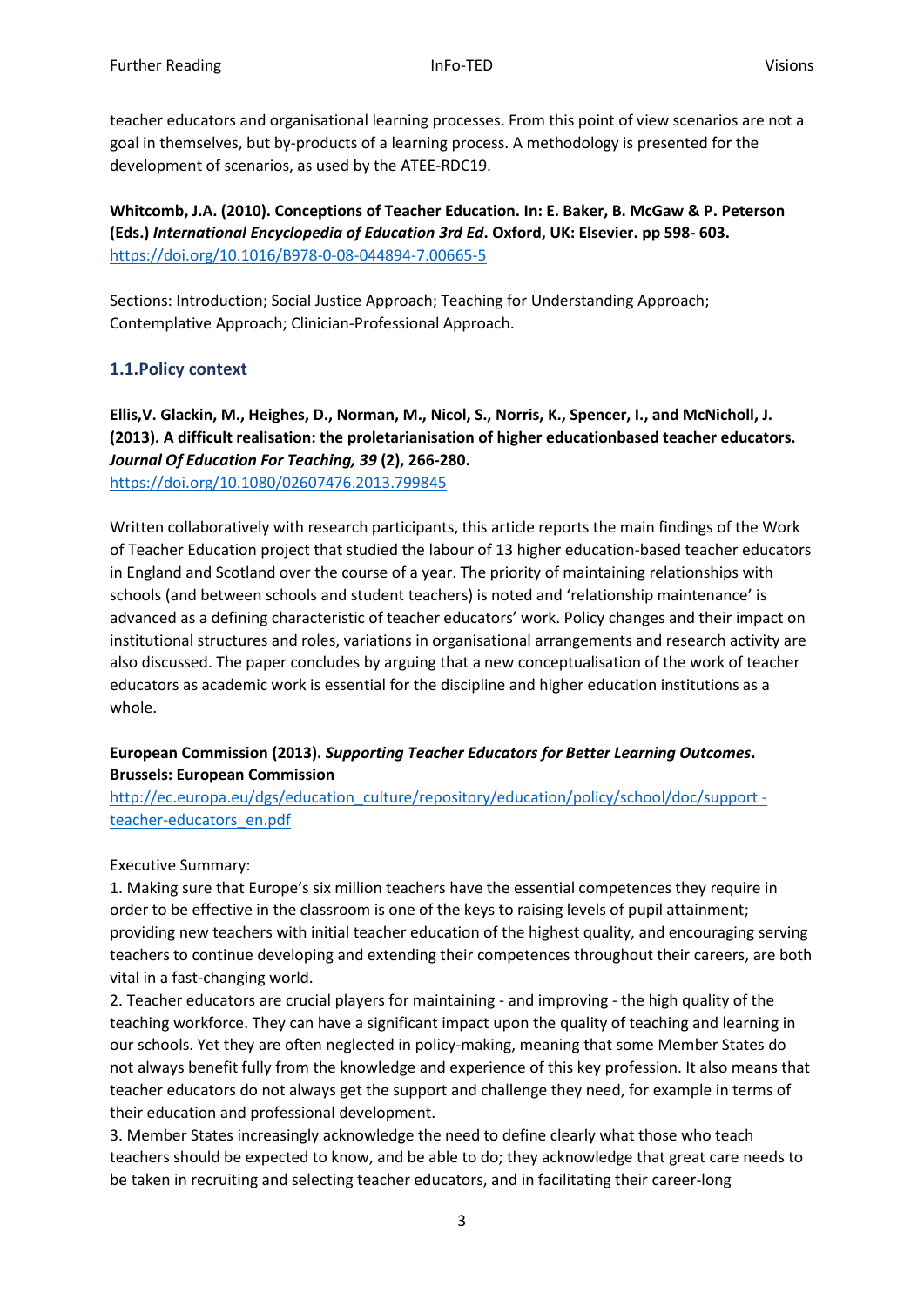teacher educators and organisational learning processes. From this point of view scenarios are not a goal in themselves, but by-products of a learning process. A methodology is presented for the development of scenarios, as used by the ATEE-RDC19.

**Whitcomb, J.A. (2010). Conceptions of Teacher Education. In: E. Baker, B. McGaw & P. Peterson (Eds.) *International Encyclopedia of Education 3rd Ed*. Oxford, UK: Elsevier. pp 598- 603.**
https://doi.org/10.1016/B978-0-08-044894-7.00665-5

Sections: Introduction; Social Justice Approach; Teaching for Understanding Approach; Contemplative Approach; Clinician-Professional Approach.

### 1.1.Policy context

**Ellis,V. Glackin, M., Heighes, D., Norman, M., Nicol, S., Norris, K., Spencer, I., and McNicholl, J. (2013). A difficult realisation: the proletarianisation of higher educationbased teacher educators. *Journal Of Education For Teaching, 39* (2), 266-280.**
https://doi.org/10.1080/02607476.2013.799845

Written collaboratively with research participants, this article reports the main findings of the Work of Teacher Education project that studied the labour of 13 higher education-based teacher educators in England and Scotland over the course of a year. The priority of maintaining relationships with schools (and between schools and student teachers) is noted and 'relationship maintenance' is advanced as a defining characteristic of teacher educators' work. Policy changes and their impact on institutional structures and roles, variations in organisational arrangements and research activity are also discussed. The paper concludes by arguing that a new conceptualisation of the work of teacher educators as academic work is essential for the discipline and higher education institutions as a whole.

**European Commission (2013). *Supporting Teacher Educators for Better Learning Outcomes*. Brussels: European Commission**
http://ec.europa.eu/dgs/education_culture/repository/education/policy/school/doc/support - teacher-educators_en.pdf

Executive Summary:
1. Making sure that Europe's six million teachers have the essential competences they require in order to be effective in the classroom is one of the keys to raising levels of pupil attainment; providing new teachers with initial teacher education of the highest quality, and encouraging serving teachers to continue developing and extending their competences throughout their careers, are both vital in a fast-changing world.
2. Teacher educators are crucial players for maintaining - and improving - the high quality of the teaching workforce. They can have a significant impact upon the quality of teaching and learning in our schools. Yet they are often neglected in policy-making, meaning that some Member States do not always benefit fully from the knowledge and experience of this key profession. It also means that teacher educators do not always get the support and challenge they need, for example in terms of their education and professional development.
3. Member States increasingly acknowledge the need to define clearly what those who teach teachers should be expected to know, and be able to do; they acknowledge that great care needs to be taken in recruiting and selecting teacher educators, and in facilitating their career-long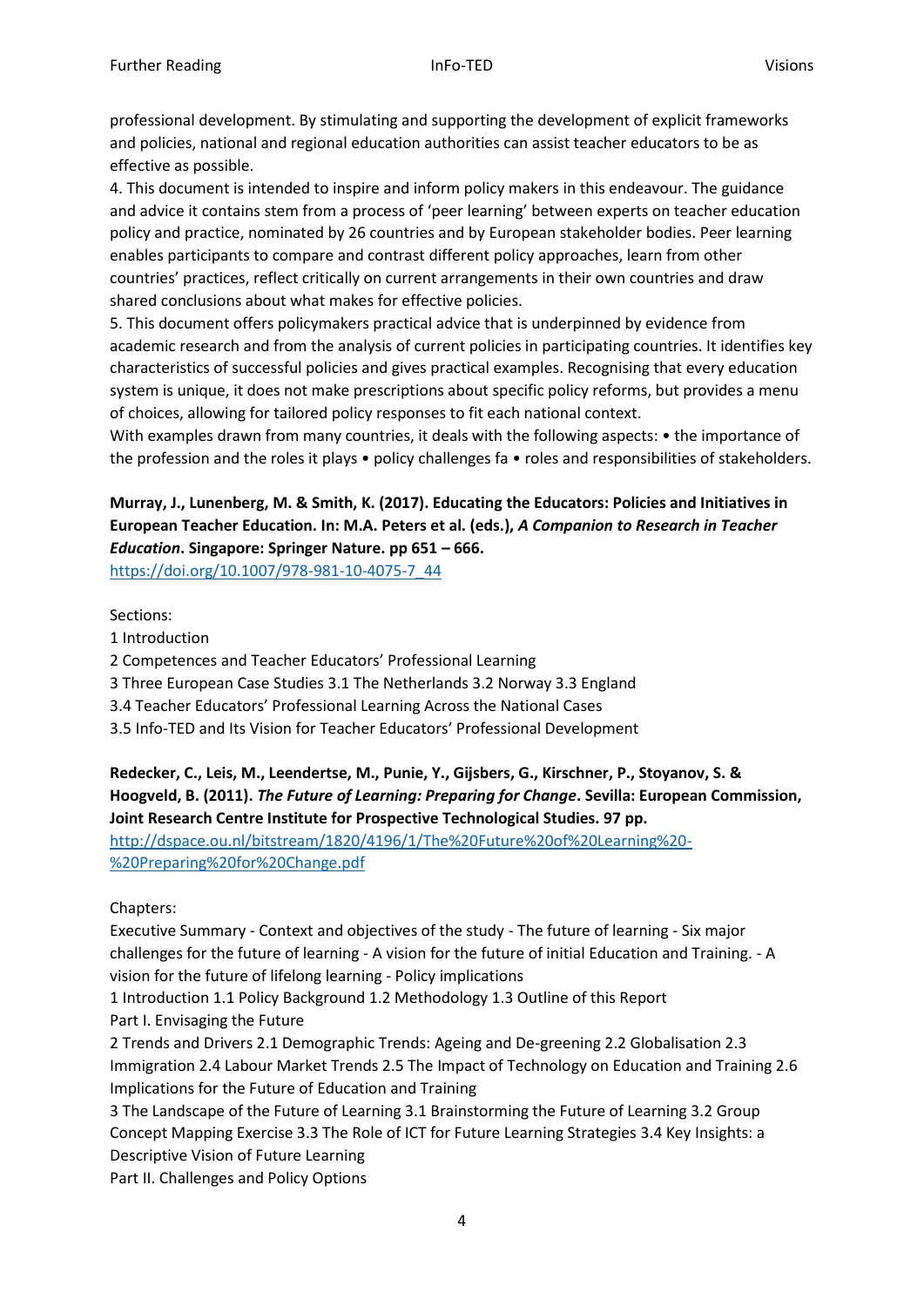professional development. By stimulating and supporting the development of explicit frameworks and policies, national and regional education authorities can assist teacher educators to be as effective as possible.

4. This document is intended to inspire and inform policy makers in this endeavour. The guidance and advice it contains stem from a process of 'peer learning' between experts on teacher education policy and practice, nominated by 26 countries and by European stakeholder bodies. Peer learning enables participants to compare and contrast different policy approaches, learn from other countries' practices, reflect critically on current arrangements in their own countries and draw shared conclusions about what makes for effective policies.

5. This document offers policymakers practical advice that is underpinned by evidence from academic research and from the analysis of current policies in participating countries. It identifies key characteristics of successful policies and gives practical examples. Recognising that every education system is unique, it does not make prescriptions about specific policy reforms, but provides a menu of choices, allowing for tailored policy responses to fit each national context.

With examples drawn from many countries, it deals with the following aspects: • the importance of the profession and the roles it plays • policy challenges fa • roles and responsibilities of stakeholders.

**Murray, J., Lunenberg, M. & Smith, K. (2017). Educating the Educators: Policies and Initiatives in European Teacher Education. In: M.A. Peters et al. (eds.), *A Companion to Research in Teacher Education*. Singapore: Springer Nature. pp 651 – 666.**
https://doi.org/10.1007/978-981-10-4075-7_44

Sections:

1 Introduction

2 Competences and Teacher Educators' Professional Learning

3 Three European Case Studies 3.1 The Netherlands 3.2 Norway 3.3 England

3.4 Teacher Educators' Professional Learning Across the National Cases

3.5 Info-TED and Its Vision for Teacher Educators' Professional Development

**Redecker, C., Leis, M., Leendertse, M., Punie, Y., Gijsbers, G., Kirschner, P., Stoyanov, S. & Hoogveld, B. (2011). *The Future of Learning: Preparing for Change*. Sevilla: European Commission, Joint Research Centre Institute for Prospective Technological Studies. 97 pp.**
http://dspace.ou.nl/bitstream/1820/4196/1/The%20Future%20of%20Learning%20-%20Preparing%20for%20Change.pdf

Chapters:

Executive Summary - Context and objectives of the study - The future of learning - Six major challenges for the future of learning - A vision for the future of initial Education and Training. - A vision for the future of lifelong learning - Policy implications

1 Introduction 1.1 Policy Background 1.2 Methodology 1.3 Outline of this Report

Part I. Envisaging the Future

2 Trends and Drivers 2.1 Demographic Trends: Ageing and De-greening 2.2 Globalisation 2.3 Immigration 2.4 Labour Market Trends 2.5 The Impact of Technology on Education and Training 2.6 Implications for the Future of Education and Training

3 The Landscape of the Future of Learning 3.1 Brainstorming the Future of Learning 3.2 Group Concept Mapping Exercise 3.3 The Role of ICT for Future Learning Strategies 3.4 Key Insights: a Descriptive Vision of Future Learning

Part II. Challenges and Policy Options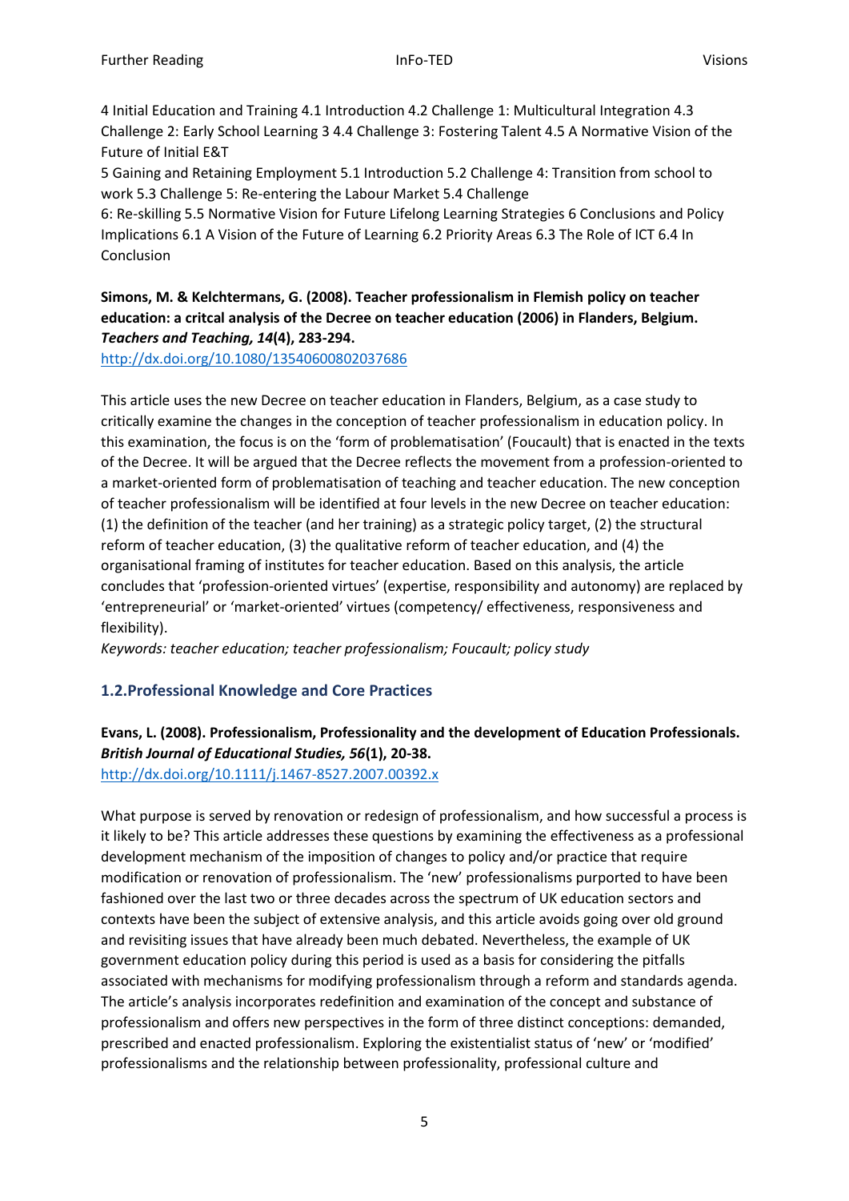4 Initial Education and Training 4.1 Introduction 4.2 Challenge 1: Multicultural Integration 4.3 Challenge 2: Early School Learning 3 4.4 Challenge 3: Fostering Talent 4.5 A Normative Vision of the Future of Initial E&T

5 Gaining and Retaining Employment 5.1 Introduction 5.2 Challenge 4: Transition from school to work 5.3 Challenge 5: Re-entering the Labour Market 5.4 Challenge

6: Re-skilling 5.5 Normative Vision for Future Lifelong Learning Strategies 6 Conclusions and Policy Implications 6.1 A Vision of the Future of Learning 6.2 Priority Areas 6.3 The Role of ICT 6.4 In Conclusion

**Simons, M. & Kelchtermans, G. (2008). Teacher professionalism in Flemish policy on teacher education: a critcal analysis of the Decree on teacher education (2006) in Flanders, Belgium. *Teachers and Teaching, 14*(4), 283-294.**
http://dx.doi.org/10.1080/13540600802037686

This article uses the new Decree on teacher education in Flanders, Belgium, as a case study to critically examine the changes in the conception of teacher professionalism in education policy. In this examination, the focus is on the 'form of problematisation' (Foucault) that is enacted in the texts of the Decree. It will be argued that the Decree reflects the movement from a profession-oriented to a market-oriented form of problematisation of teaching and teacher education. The new conception of teacher professionalism will be identified at four levels in the new Decree on teacher education: (1) the definition of the teacher (and her training) as a strategic policy target, (2) the structural reform of teacher education, (3) the qualitative reform of teacher education, and (4) the organisational framing of institutes for teacher education. Based on this analysis, the article concludes that 'profession-oriented virtues' (expertise, responsibility and autonomy) are replaced by 'entrepreneurial' or 'market-oriented' virtues (competency/ effectiveness, responsiveness and flexibility).
*Keywords: teacher education; teacher professionalism; Foucault; policy study*

### 1.2.Professional Knowledge and Core Practices

**Evans, L. (2008). Professionalism, Professionality and the development of Education Professionals. *British Journal of Educational Studies, 56*(1), 20-38.**
http://dx.doi.org/10.1111/j.1467-8527.2007.00392.x

What purpose is served by renovation or redesign of professionalism, and how successful a process is it likely to be? This article addresses these questions by examining the effectiveness as a professional development mechanism of the imposition of changes to policy and/or practice that require modification or renovation of professionalism. The 'new' professionalisms purported to have been fashioned over the last two or three decades across the spectrum of UK education sectors and contexts have been the subject of extensive analysis, and this article avoids going over old ground and revisiting issues that have already been much debated. Nevertheless, the example of UK government education policy during this period is used as a basis for considering the pitfalls associated with mechanisms for modifying professionalism through a reform and standards agenda. The article's analysis incorporates redefinition and examination of the concept and substance of professionalism and offers new perspectives in the form of three distinct conceptions: demanded, prescribed and enacted professionalism. Exploring the existentialist status of 'new' or 'modified' professionalisms and the relationship between professionality, professional culture and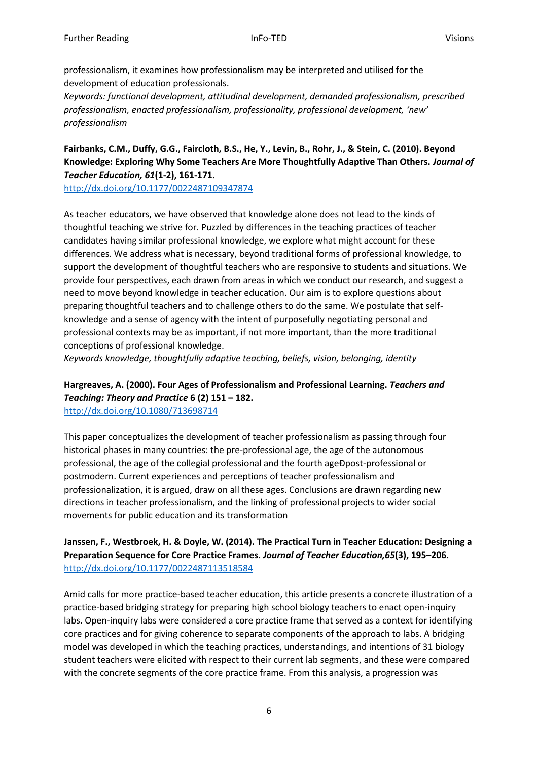professionalism, it examines how professionalism may be interpreted and utilised for the development of education professionals.
*Keywords: functional development, attitudinal development, demanded professionalism, prescribed professionalism, enacted professionalism, professionality, professional development, 'new' professionalism*

**Fairbanks, C.M., Duffy, G.G., Faircloth, B.S., He, Y., Levin, B., Rohr, J., & Stein, C. (2010). Beyond Knowledge: Exploring Why Some Teachers Are More Thoughtfully Adaptive Than Others. *Journal of Teacher Education, 61*(1-2), 161-171.**
http://dx.doi.org/10.1177/0022487109347874

As teacher educators, we have observed that knowledge alone does not lead to the kinds of thoughtful teaching we strive for. Puzzled by differences in the teaching practices of teacher candidates having similar professional knowledge, we explore what might account for these differences. We address what is necessary, beyond traditional forms of professional knowledge, to support the development of thoughtful teachers who are responsive to students and situations. We provide four perspectives, each drawn from areas in which we conduct our research, and suggest a need to move beyond knowledge in teacher education. Our aim is to explore questions about preparing thoughtful teachers and to challenge others to do the same. We postulate that self-knowledge and a sense of agency with the intent of purposefully negotiating personal and professional contexts may be as important, if not more important, than the more traditional conceptions of professional knowledge.
*Keywords knowledge, thoughtfully adaptive teaching, beliefs, vision, belonging, identity*

**Hargreaves, A. (2000). Four Ages of Professionalism and Professional Learning. *Teachers and Teaching: Theory and Practice* 6 (2) 151 – 182.**
http://dx.doi.org/10.1080/713698714

This paper conceptualizes the development of teacher professionalism as passing through four historical phases in many countries: the pre-professional age, the age of the autonomous professional, the age of the collegial professional and the fourth ageÐpost-professional or postmodern. Current experiences and perceptions of teacher professionalism and professionalization, it is argued, draw on all these ages. Conclusions are drawn regarding new directions in teacher professionalism, and the linking of professional projects to wider social movements for public education and its transformation

**Janssen, F., Westbroek, H. & Doyle, W. (2014). The Practical Turn in Teacher Education: Designing a Preparation Sequence for Core Practice Frames. *Journal of Teacher Education,65*(3), 195–206.**
http://dx.doi.org/10.1177/0022487113518584

Amid calls for more practice-based teacher education, this article presents a concrete illustration of a practice-based bridging strategy for preparing high school biology teachers to enact open-inquiry labs. Open-inquiry labs were considered a core practice frame that served as a context for identifying core practices and for giving coherence to separate components of the approach to labs. A bridging model was developed in which the teaching practices, understandings, and intentions of 31 biology student teachers were elicited with respect to their current lab segments, and these were compared with the concrete segments of the core practice frame. From this analysis, a progression was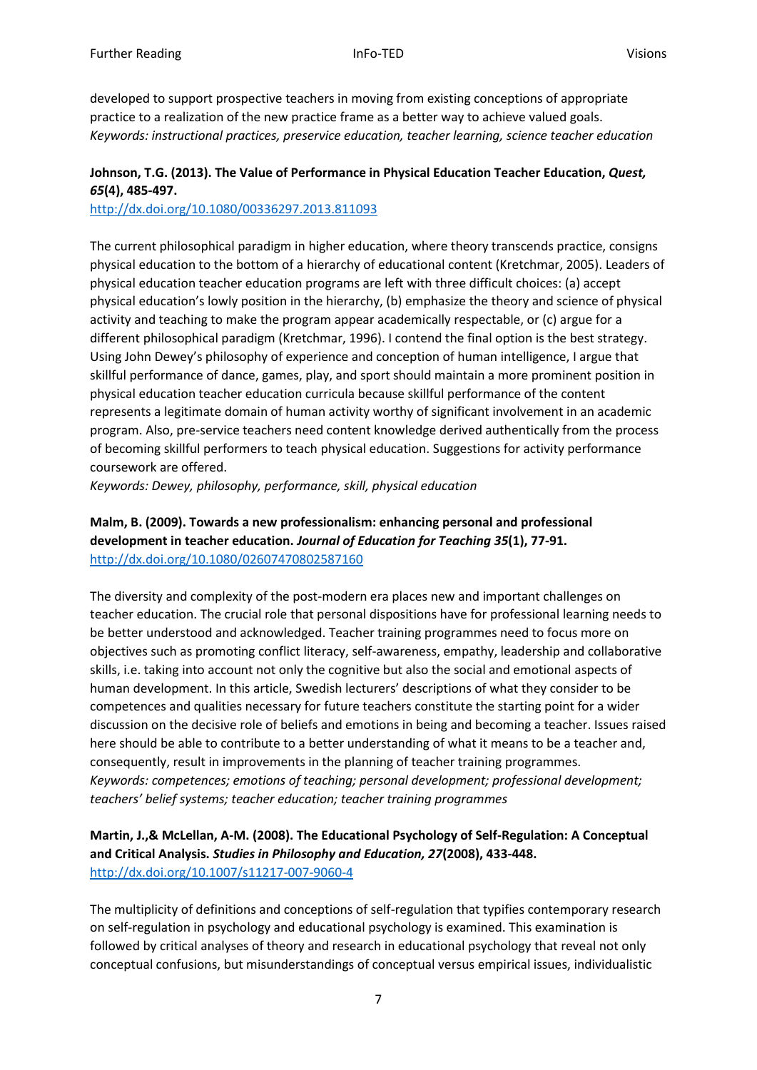developed to support prospective teachers in moving from existing conceptions of appropriate practice to a realization of the new practice frame as a better way to achieve valued goals.
*Keywords: instructional practices, preservice education, teacher learning, science teacher education*

**Johnson, T.G. (2013). The Value of Performance in Physical Education Teacher Education, *Quest, 65*(4), 485-497.**
http://dx.doi.org/10.1080/00336297.2013.811093

The current philosophical paradigm in higher education, where theory transcends practice, consigns physical education to the bottom of a hierarchy of educational content (Kretchmar, 2005). Leaders of physical education teacher education programs are left with three difficult choices: (a) accept physical education's lowly position in the hierarchy, (b) emphasize the theory and science of physical activity and teaching to make the program appear academically respectable, or (c) argue for a different philosophical paradigm (Kretchmar, 1996). I contend the final option is the best strategy. Using John Dewey's philosophy of experience and conception of human intelligence, I argue that skillful performance of dance, games, play, and sport should maintain a more prominent position in physical education teacher education curricula because skillful performance of the content represents a legitimate domain of human activity worthy of significant involvement in an academic program. Also, pre-service teachers need content knowledge derived authentically from the process of becoming skillful performers to teach physical education. Suggestions for activity performance coursework are offered.
*Keywords: Dewey, philosophy, performance, skill, physical education*

**Malm, B. (2009). Towards a new professionalism: enhancing personal and professional development in teacher education. *Journal of Education for Teaching 35*(1), 77-91.**
http://dx.doi.org/10.1080/02607470802587160

The diversity and complexity of the post-modern era places new and important challenges on teacher education. The crucial role that personal dispositions have for professional learning needs to be better understood and acknowledged. Teacher training programmes need to focus more on objectives such as promoting conflict literacy, self-awareness, empathy, leadership and collaborative skills, i.e. taking into account not only the cognitive but also the social and emotional aspects of human development. In this article, Swedish lecturers' descriptions of what they consider to be competences and qualities necessary for future teachers constitute the starting point for a wider discussion on the decisive role of beliefs and emotions in being and becoming a teacher. Issues raised here should be able to contribute to a better understanding of what it means to be a teacher and, consequently, result in improvements in the planning of teacher training programmes.
*Keywords: competences; emotions of teaching; personal development; professional development; teachers' belief systems; teacher education; teacher training programmes*

**Martin, J.,& McLellan, A-M. (2008). The Educational Psychology of Self-Regulation: A Conceptual and Critical Analysis. *Studies in Philosophy and Education, 27*(2008), 433-448.**
http://dx.doi.org/10.1007/s11217-007-9060-4

The multiplicity of definitions and conceptions of self-regulation that typifies contemporary research on self-regulation in psychology and educational psychology is examined. This examination is followed by critical analyses of theory and research in educational psychology that reveal not only conceptual confusions, but misunderstandings of conceptual versus empirical issues, individualistic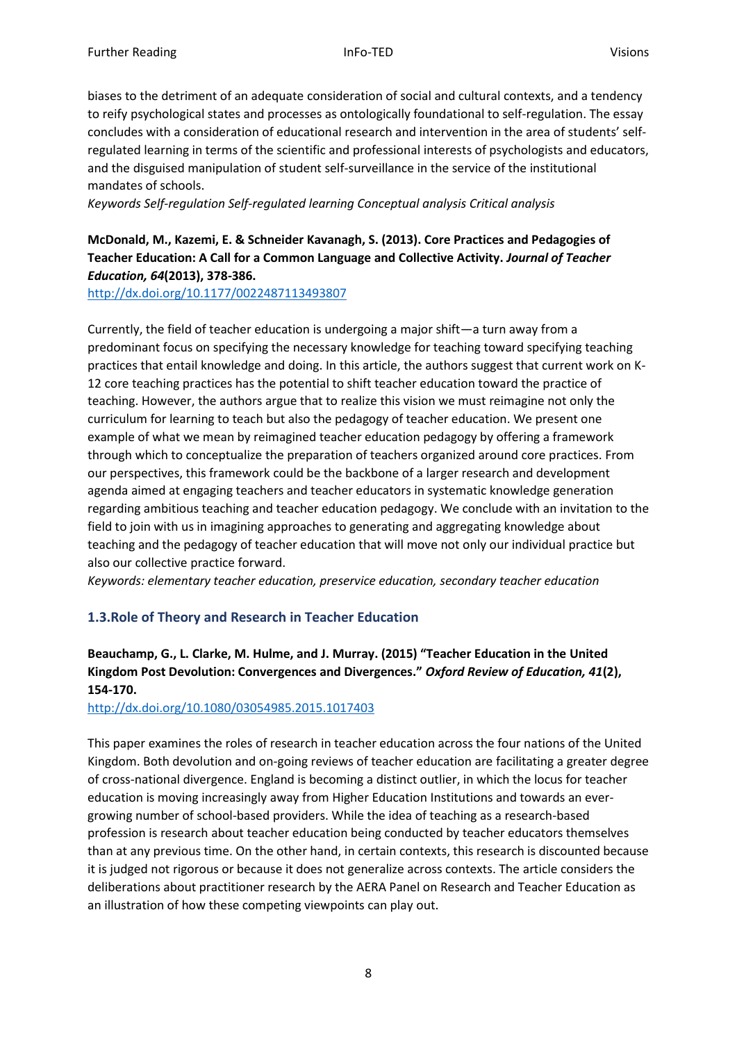biases to the detriment of an adequate consideration of social and cultural contexts, and a tendency to reify psychological states and processes as ontologically foundational to self-regulation. The essay concludes with a consideration of educational research and intervention in the area of students' self-regulated learning in terms of the scientific and professional interests of psychologists and educators, and the disguised manipulation of student self-surveillance in the service of the institutional mandates of schools.
*Keywords Self-regulation Self-regulated learning Conceptual analysis Critical analysis*

**McDonald, M., Kazemi, E. & Schneider Kavanagh, S. (2013). Core Practices and Pedagogies of Teacher Education: A Call for a Common Language and Collective Activity. *Journal of Teacher Education, 64*(2013), 378-386.**
http://dx.doi.org/10.1177/0022487113493807

Currently, the field of teacher education is undergoing a major shift—a turn away from a predominant focus on specifying the necessary knowledge for teaching toward specifying teaching practices that entail knowledge and doing. In this article, the authors suggest that current work on K-12 core teaching practices has the potential to shift teacher education toward the practice of teaching. However, the authors argue that to realize this vision we must reimagine not only the curriculum for learning to teach but also the pedagogy of teacher education. We present one example of what we mean by reimagined teacher education pedagogy by offering a framework through which to conceptualize the preparation of teachers organized around core practices. From our perspectives, this framework could be the backbone of a larger research and development agenda aimed at engaging teachers and teacher educators in systematic knowledge generation regarding ambitious teaching and teacher education pedagogy. We conclude with an invitation to the field to join with us in imagining approaches to generating and aggregating knowledge about teaching and the pedagogy of teacher education that will move not only our individual practice but also our collective practice forward.
*Keywords: elementary teacher education, preservice education, secondary teacher education*

### 1.3.Role of Theory and Research in Teacher Education

**Beauchamp, G., L. Clarke, M. Hulme, and J. Murray. (2015) "Teacher Education in the United Kingdom Post Devolution: Convergences and Divergences." *Oxford Review of Education, 41*(2), 154-170.**
http://dx.doi.org/10.1080/03054985.2015.1017403

This paper examines the roles of research in teacher education across the four nations of the United Kingdom. Both devolution and on-going reviews of teacher education are facilitating a greater degree of cross-national divergence. England is becoming a distinct outlier, in which the locus for teacher education is moving increasingly away from Higher Education Institutions and towards an ever-growing number of school-based providers. While the idea of teaching as a research-based profession is research about teacher education being conducted by teacher educators themselves than at any previous time. On the other hand, in certain contexts, this research is discounted because it is judged not rigorous or because it does not generalize across contexts. The article considers the deliberations about practitioner research by the AERA Panel on Research and Teacher Education as an illustration of how these competing viewpoints can play out.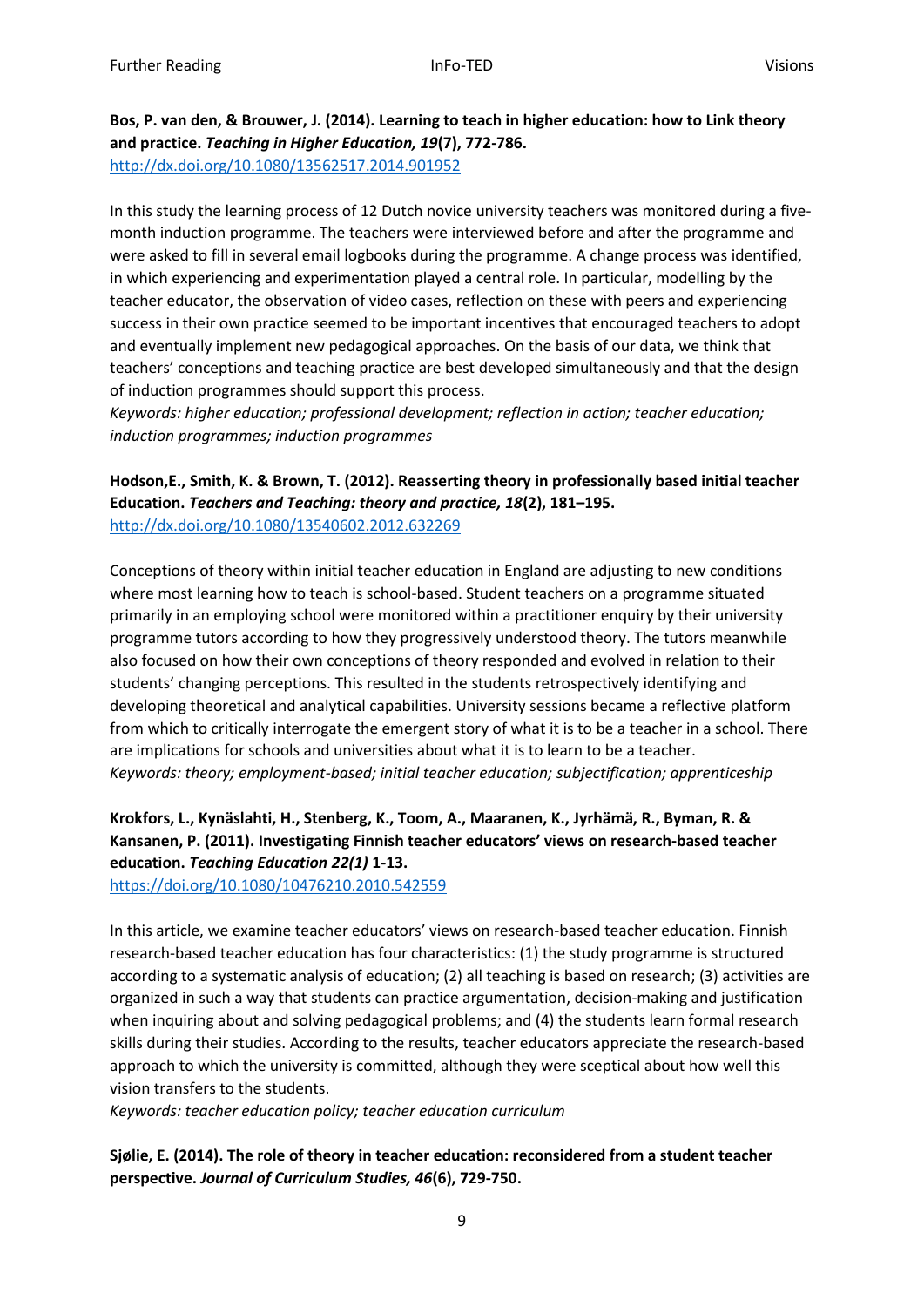**Bos, P. van den, & Brouwer, J. (2014). Learning to teach in higher education: how to Link theory and practice. *Teaching in Higher Education, 19*(7), 772-786.**
http://dx.doi.org/10.1080/13562517.2014.901952

In this study the learning process of 12 Dutch novice university teachers was monitored during a five-month induction programme. The teachers were interviewed before and after the programme and were asked to fill in several email logbooks during the programme. A change process was identified, in which experiencing and experimentation played a central role. In particular, modelling by the teacher educator, the observation of video cases, reflection on these with peers and experiencing success in their own practice seemed to be important incentives that encouraged teachers to adopt and eventually implement new pedagogical approaches. On the basis of our data, we think that teachers' conceptions and teaching practice are best developed simultaneously and that the design of induction programmes should support this process.
*Keywords: higher education; professional development; reflection in action; teacher education; induction programmes; induction programmes*

**Hodson,E., Smith, K. & Brown, T. (2012). Reasserting theory in professionally based initial teacher Education. *Teachers and Teaching: theory and practice, 18*(2), 181–195.**
http://dx.doi.org/10.1080/13540602.2012.632269

Conceptions of theory within initial teacher education in England are adjusting to new conditions where most learning how to teach is school-based. Student teachers on a programme situated primarily in an employing school were monitored within a practitioner enquiry by their university programme tutors according to how they progressively understood theory. The tutors meanwhile also focused on how their own conceptions of theory responded and evolved in relation to their students' changing perceptions. This resulted in the students retrospectively identifying and developing theoretical and analytical capabilities. University sessions became a reflective platform from which to critically interrogate the emergent story of what it is to be a teacher in a school. There are implications for schools and universities about what it is to learn to be a teacher.
*Keywords: theory; employment-based; initial teacher education; subjectification; apprenticeship*

**Krokfors, L., Kynäslahti, H., Stenberg, K., Toom, A., Maaranen, K., Jyrhämä, R., Byman, R. & Kansanen, P. (2011). Investigating Finnish teacher educators' views on research-based teacher education. *Teaching Education 22(1)* 1-13.**
https://doi.org/10.1080/10476210.2010.542559

In this article, we examine teacher educators' views on research-based teacher education. Finnish research-based teacher education has four characteristics: (1) the study programme is structured according to a systematic analysis of education; (2) all teaching is based on research; (3) activities are organized in such a way that students can practice argumentation, decision-making and justification when inquiring about and solving pedagogical problems; and (4) the students learn formal research skills during their studies. According to the results, teacher educators appreciate the research-based approach to which the university is committed, although they were sceptical about how well this vision transfers to the students.
*Keywords: teacher education policy; teacher education curriculum*

**Sjølie, E. (2014). The role of theory in teacher education: reconsidered from a student teacher perspective. *Journal of Curriculum Studies, 46*(6), 729-750.**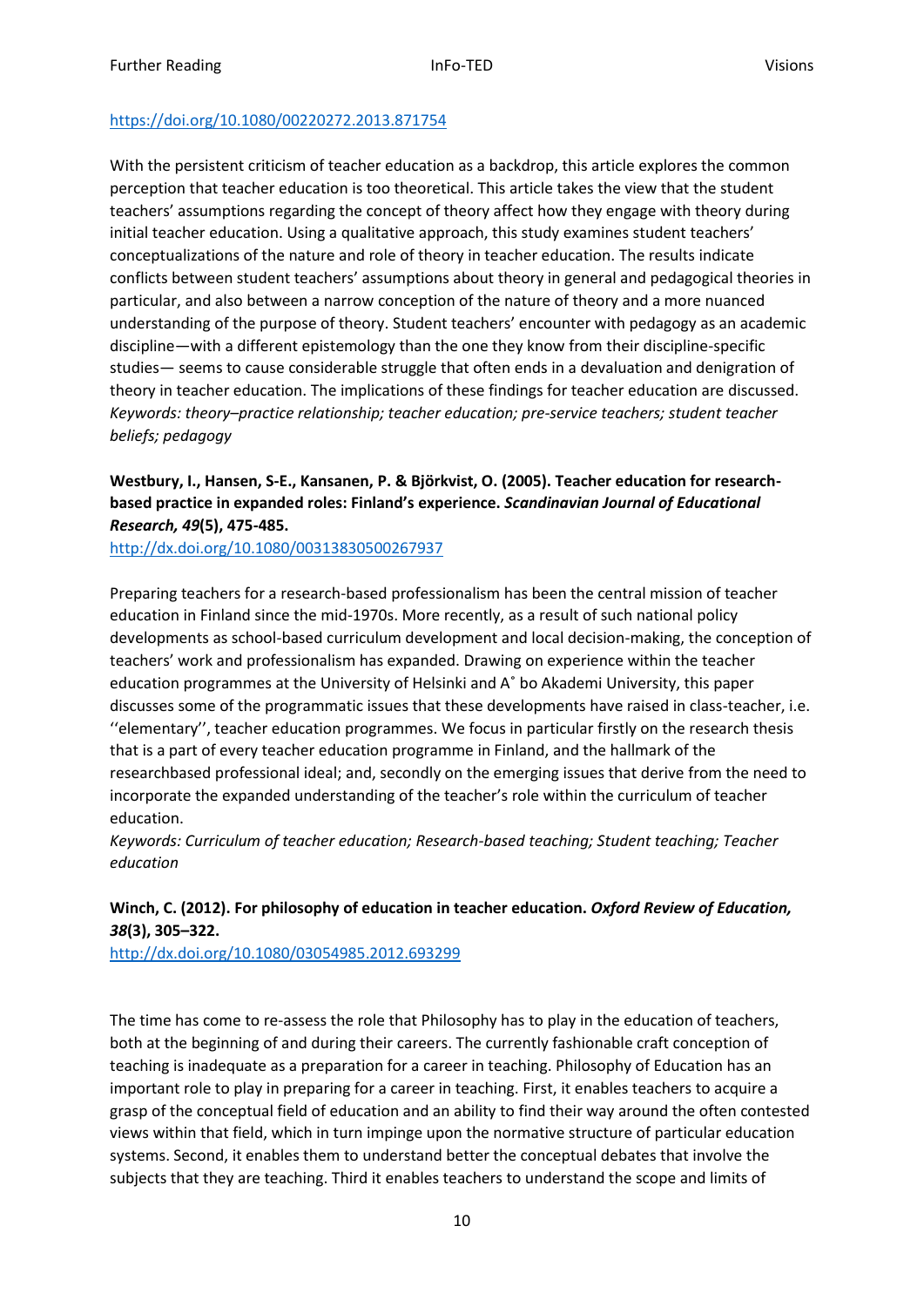https://doi.org/10.1080/00220272.2013.871754

With the persistent criticism of teacher education as a backdrop, this article explores the common perception that teacher education is too theoretical. This article takes the view that the student teachers' assumptions regarding the concept of theory affect how they engage with theory during initial teacher education. Using a qualitative approach, this study examines student teachers' conceptualizations of the nature and role of theory in teacher education. The results indicate conflicts between student teachers' assumptions about theory in general and pedagogical theories in particular, and also between a narrow conception of the nature of theory and a more nuanced understanding of the purpose of theory. Student teachers' encounter with pedagogy as an academic discipline—with a different epistemology than the one they know from their discipline-specific studies— seems to cause considerable struggle that often ends in a devaluation and denigration of theory in teacher education. The implications of these findings for teacher education are discussed.
*Keywords: theory–practice relationship; teacher education; pre-service teachers; student teacher beliefs; pedagogy*

**Westbury, I., Hansen, S-E., Kansanen, P. & Björkvist, O. (2005). Teacher education for research-based practice in expanded roles: Finland's experience. *Scandinavian Journal of Educational Research, 49*(5), 475-485.**
http://dx.doi.org/10.1080/00313830500267937

Preparing teachers for a research-based professionalism has been the central mission of teacher education in Finland since the mid-1970s. More recently, as a result of such national policy developments as school-based curriculum development and local decision-making, the conception of teachers' work and professionalism has expanded. Drawing on experience within the teacher education programmes at the University of Helsinki and A˚ bo Akademi University, this paper discusses some of the programmatic issues that these developments have raised in class-teacher, i.e. ''elementary'', teacher education programmes. We focus in particular firstly on the research thesis that is a part of every teacher education programme in Finland, and the hallmark of the researchbased professional ideal; and, secondly on the emerging issues that derive from the need to incorporate the expanded understanding of the teacher's role within the curriculum of teacher education.
*Keywords: Curriculum of teacher education; Research-based teaching; Student teaching; Teacher education*

**Winch, C. (2012). For philosophy of education in teacher education. *Oxford Review of Education, 38*(3), 305–322.**
http://dx.doi.org/10.1080/03054985.2012.693299

The time has come to re-assess the role that Philosophy has to play in the education of teachers, both at the beginning of and during their careers. The currently fashionable craft conception of teaching is inadequate as a preparation for a career in teaching. Philosophy of Education has an important role to play in preparing for a career in teaching. First, it enables teachers to acquire a grasp of the conceptual field of education and an ability to find their way around the often contested views within that field, which in turn impinge upon the normative structure of particular education systems. Second, it enables them to understand better the conceptual debates that involve the subjects that they are teaching. Third it enables teachers to understand the scope and limits of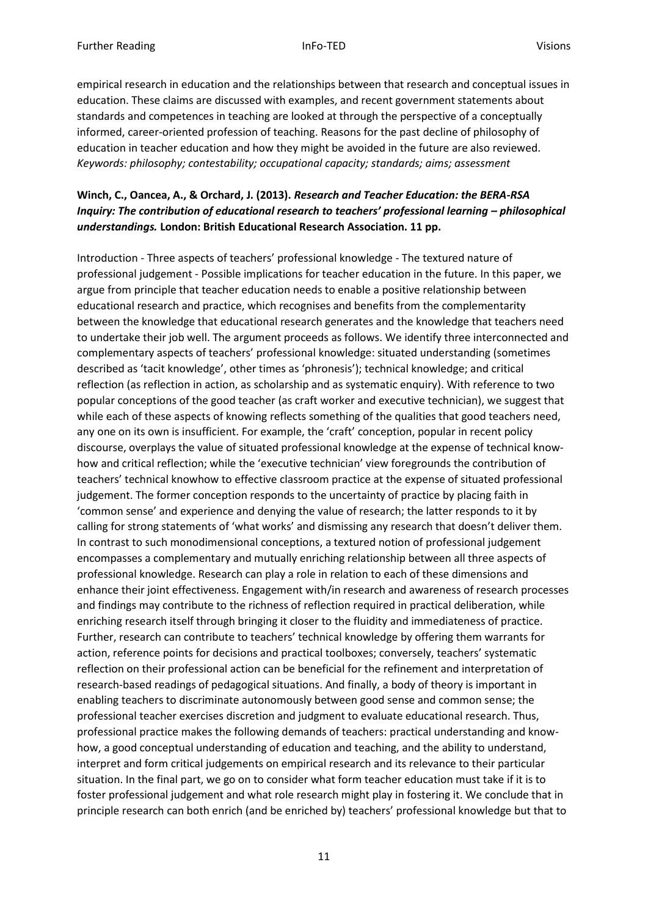empirical research in education and the relationships between that research and conceptual issues in education. These claims are discussed with examples, and recent government statements about standards and competences in teaching are looked at through the perspective of a conceptually informed, career-oriented profession of teaching. Reasons for the past decline of philosophy of education in teacher education and how they might be avoided in the future are also reviewed. *Keywords: philosophy; contestability; occupational capacity; standards; aims; assessment*

**Winch, C., Oancea, A., & Orchard, J. (2013).** ***Research and Teacher Education: the BERA-RSA Inquiry: The contribution of educational research to teachers' professional learning – philosophical understandings.*** **London: British Educational Research Association. 11 pp.**

Introduction - Three aspects of teachers' professional knowledge - The textured nature of professional judgement - Possible implications for teacher education in the future. In this paper, we argue from principle that teacher education needs to enable a positive relationship between educational research and practice, which recognises and benefits from the complementarity between the knowledge that educational research generates and the knowledge that teachers need to undertake their job well. The argument proceeds as follows. We identify three interconnected and complementary aspects of teachers' professional knowledge: situated understanding (sometimes described as 'tacit knowledge', other times as 'phronesis'); technical knowledge; and critical reflection (as reflection in action, as scholarship and as systematic enquiry). With reference to two popular conceptions of the good teacher (as craft worker and executive technician), we suggest that while each of these aspects of knowing reflects something of the qualities that good teachers need, any one on its own is insufficient. For example, the 'craft' conception, popular in recent policy discourse, overplays the value of situated professional knowledge at the expense of technical know-how and critical reflection; while the 'executive technician' view foregrounds the contribution of teachers' technical knowhow to effective classroom practice at the expense of situated professional judgement. The former conception responds to the uncertainty of practice by placing faith in 'common sense' and experience and denying the value of research; the latter responds to it by calling for strong statements of 'what works' and dismissing any research that doesn't deliver them. In contrast to such monodimensional conceptions, a textured notion of professional judgement encompasses a complementary and mutually enriching relationship between all three aspects of professional knowledge. Research can play a role in relation to each of these dimensions and enhance their joint effectiveness. Engagement with/in research and awareness of research processes and findings may contribute to the richness of reflection required in practical deliberation, while enriching research itself through bringing it closer to the fluidity and immediateness of practice. Further, research can contribute to teachers' technical knowledge by offering them warrants for action, reference points for decisions and practical toolboxes; conversely, teachers' systematic reflection on their professional action can be beneficial for the refinement and interpretation of research-based readings of pedagogical situations. And finally, a body of theory is important in enabling teachers to discriminate autonomously between good sense and common sense; the professional teacher exercises discretion and judgment to evaluate educational research. Thus, professional practice makes the following demands of teachers: practical understanding and know-how, a good conceptual understanding of education and teaching, and the ability to understand, interpret and form critical judgements on empirical research and its relevance to their particular situation. In the final part, we go on to consider what form teacher education must take if it is to foster professional judgement and what role research might play in fostering it. We conclude that in principle research can both enrich (and be enriched by) teachers' professional knowledge but that to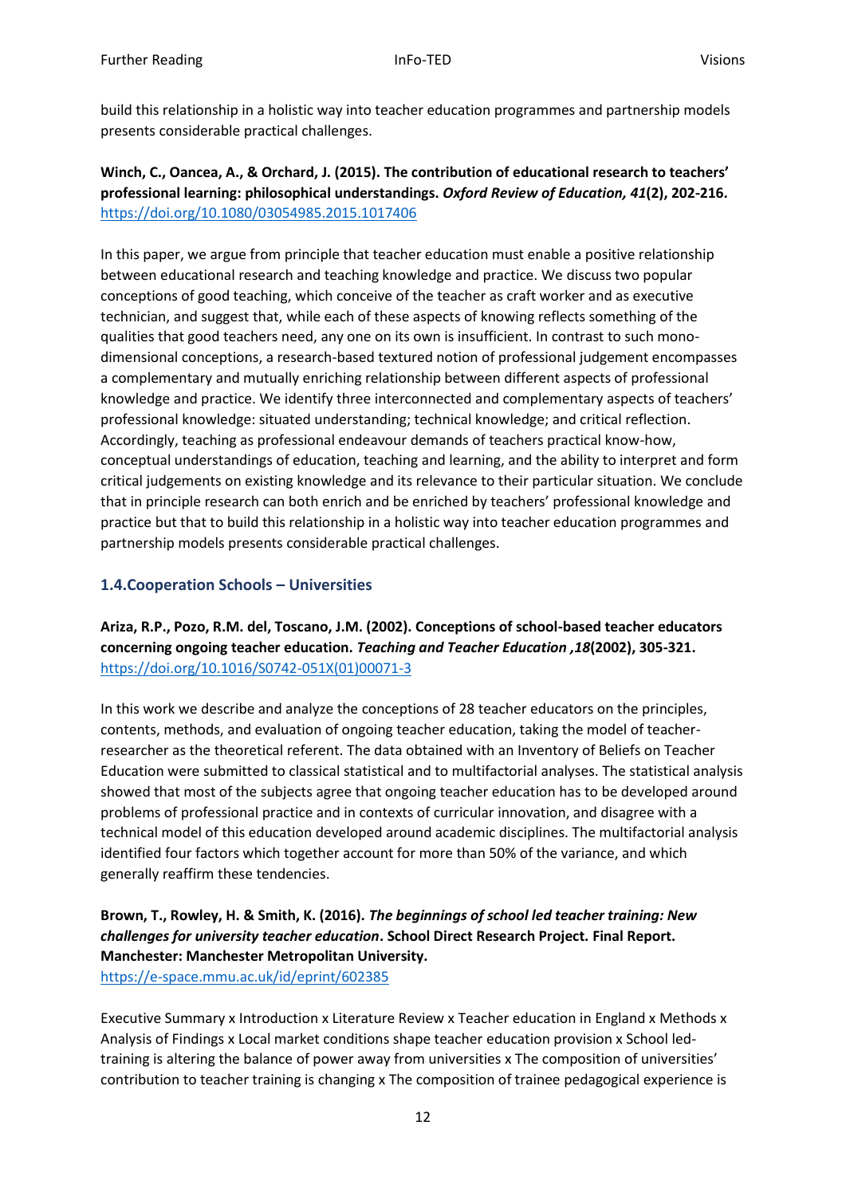build this relationship in a holistic way into teacher education programmes and partnership models presents considerable practical challenges.

**Winch, C., Oancea, A., & Orchard, J. (2015). The contribution of educational research to teachers' professional learning: philosophical understandings. *Oxford Review of Education, 41*(2), 202-216.** https://doi.org/10.1080/03054985.2015.1017406

In this paper, we argue from principle that teacher education must enable a positive relationship between educational research and teaching knowledge and practice. We discuss two popular conceptions of good teaching, which conceive of the teacher as craft worker and as executive technician, and suggest that, while each of these aspects of knowing reflects something of the qualities that good teachers need, any one on its own is insufficient. In contrast to such mono-dimensional conceptions, a research-based textured notion of professional judgement encompasses a complementary and mutually enriching relationship between different aspects of professional knowledge and practice. We identify three interconnected and complementary aspects of teachers' professional knowledge: situated understanding; technical knowledge; and critical reflection. Accordingly, teaching as professional endeavour demands of teachers practical know-how, conceptual understandings of education, teaching and learning, and the ability to interpret and form critical judgements on existing knowledge and its relevance to their particular situation. We conclude that in principle research can both enrich and be enriched by teachers' professional knowledge and practice but that to build this relationship in a holistic way into teacher education programmes and partnership models presents considerable practical challenges.

### 1.4.Cooperation Schools – Universities

**Ariza, R.P., Pozo, R.M. del, Toscano, J.M. (2002). Conceptions of school-based teacher educators concerning ongoing teacher education. *Teaching and Teacher Education ,18*(2002), 305-321.** https://doi.org/10.1016/S0742-051X(01)00071-3

In this work we describe and analyze the conceptions of 28 teacher educators on the principles, contents, methods, and evaluation of ongoing teacher education, taking the model of teacher-researcher as the theoretical referent. The data obtained with an Inventory of Beliefs on Teacher Education were submitted to classical statistical and to multifactorial analyses. The statistical analysis showed that most of the subjects agree that ongoing teacher education has to be developed around problems of professional practice and in contexts of curricular innovation, and disagree with a technical model of this education developed around academic disciplines. The multifactorial analysis identified four factors which together account for more than 50% of the variance, and which generally reaffirm these tendencies.

**Brown, T., Rowley, H. & Smith, K. (2016). *The beginnings of school led teacher training: New challenges for university teacher education*. School Direct Research Project. Final Report. Manchester: Manchester Metropolitan University.**
https://e-space.mmu.ac.uk/id/eprint/602385

Executive Summary x Introduction x Literature Review x Teacher education in England x Methods x Analysis of Findings x Local market conditions shape teacher education provision x School led-training is altering the balance of power away from universities x The composition of universities' contribution to teacher training is changing x The composition of trainee pedagogical experience is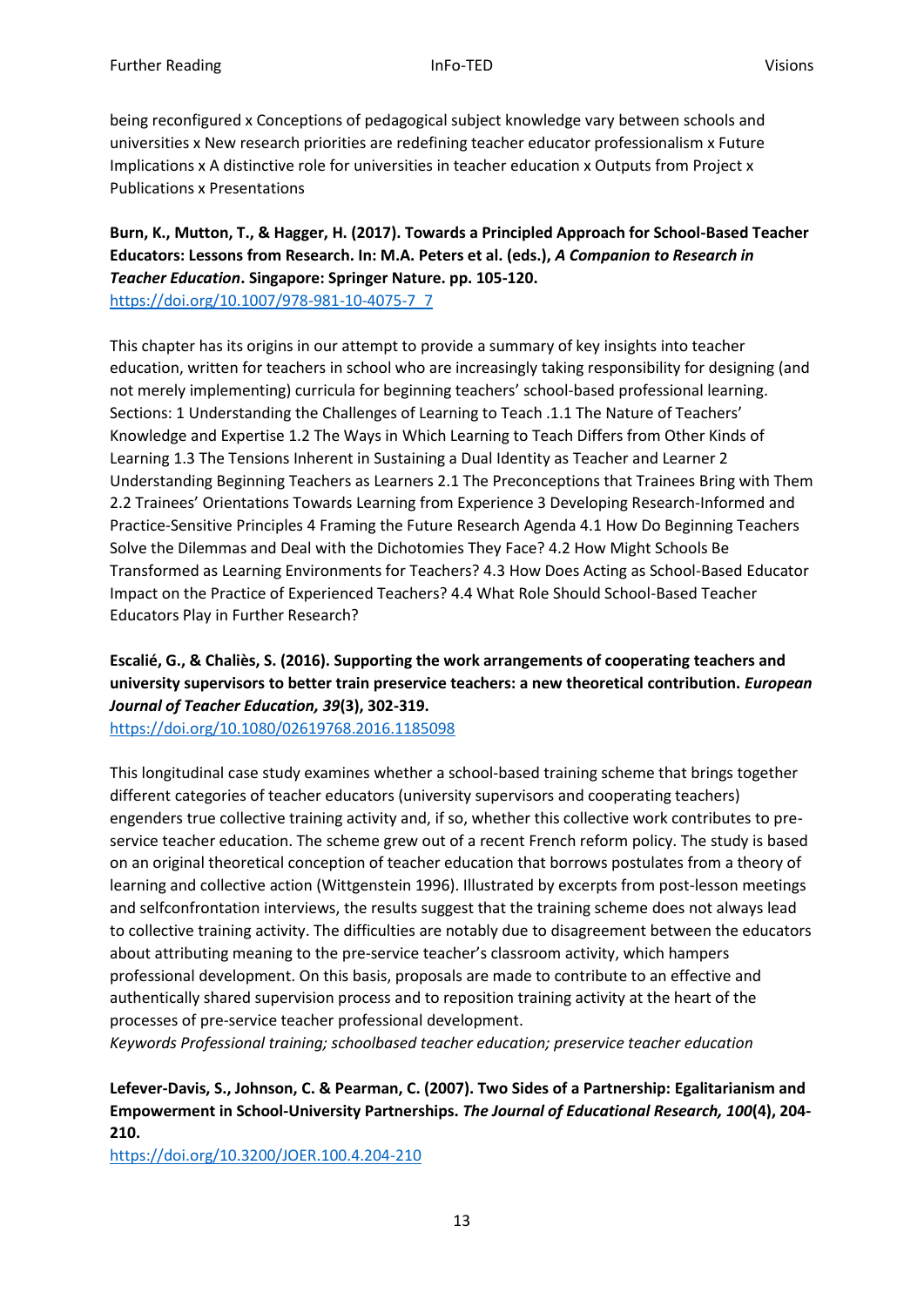being reconfigured x Conceptions of pedagogical subject knowledge vary between schools and universities x New research priorities are redefining teacher educator professionalism x Future Implications x A distinctive role for universities in teacher education x Outputs from Project x Publications x Presentations

**Burn, K., Mutton, T., & Hagger, H. (2017). Towards a Principled Approach for School-Based Teacher Educators: Lessons from Research. In: M.A. Peters et al. (eds.), *A Companion to Research in Teacher Education*. Singapore: Springer Nature. pp. 105-120.**
https://doi.org/10.1007/978-981-10-4075-7_7

This chapter has its origins in our attempt to provide a summary of key insights into teacher education, written for teachers in school who are increasingly taking responsibility for designing (and not merely implementing) curricula for beginning teachers' school-based professional learning. Sections: 1 Understanding the Challenges of Learning to Teach .1.1 The Nature of Teachers' Knowledge and Expertise 1.2 The Ways in Which Learning to Teach Differs from Other Kinds of Learning 1.3 The Tensions Inherent in Sustaining a Dual Identity as Teacher and Learner 2 Understanding Beginning Teachers as Learners 2.1 The Preconceptions that Trainees Bring with Them 2.2 Trainees' Orientations Towards Learning from Experience 3 Developing Research-Informed and Practice-Sensitive Principles 4 Framing the Future Research Agenda 4.1 How Do Beginning Teachers Solve the Dilemmas and Deal with the Dichotomies They Face? 4.2 How Might Schools Be Transformed as Learning Environments for Teachers? 4.3 How Does Acting as School-Based Educator Impact on the Practice of Experienced Teachers? 4.4 What Role Should School-Based Teacher Educators Play in Further Research?

**Escalié, G., & Chaliès, S. (2016). Supporting the work arrangements of cooperating teachers and university supervisors to better train preservice teachers: a new theoretical contribution. *European Journal of Teacher Education, 39*(3), 302-319.**
https://doi.org/10.1080/02619768.2016.1185098

This longitudinal case study examines whether a school-based training scheme that brings together different categories of teacher educators (university supervisors and cooperating teachers) engenders true collective training activity and, if so, whether this collective work contributes to pre-service teacher education. The scheme grew out of a recent French reform policy. The study is based on an original theoretical conception of teacher education that borrows postulates from a theory of learning and collective action (Wittgenstein 1996). Illustrated by excerpts from post-lesson meetings and selfconfrontation interviews, the results suggest that the training scheme does not always lead to collective training activity. The difficulties are notably due to disagreement between the educators about attributing meaning to the pre-service teacher's classroom activity, which hampers professional development. On this basis, proposals are made to contribute to an effective and authentically shared supervision process and to reposition training activity at the heart of the processes of pre-service teacher professional development.
*Keywords Professional training; schoolbased teacher education; preservice teacher education*

**Lefever-Davis, S., Johnson, C. & Pearman, C. (2007). Two Sides of a Partnership: Egalitarianism and Empowerment in School-University Partnerships. *The Journal of Educational Research, 100*(4), 204-210.**
https://doi.org/10.3200/JOER.100.4.204-210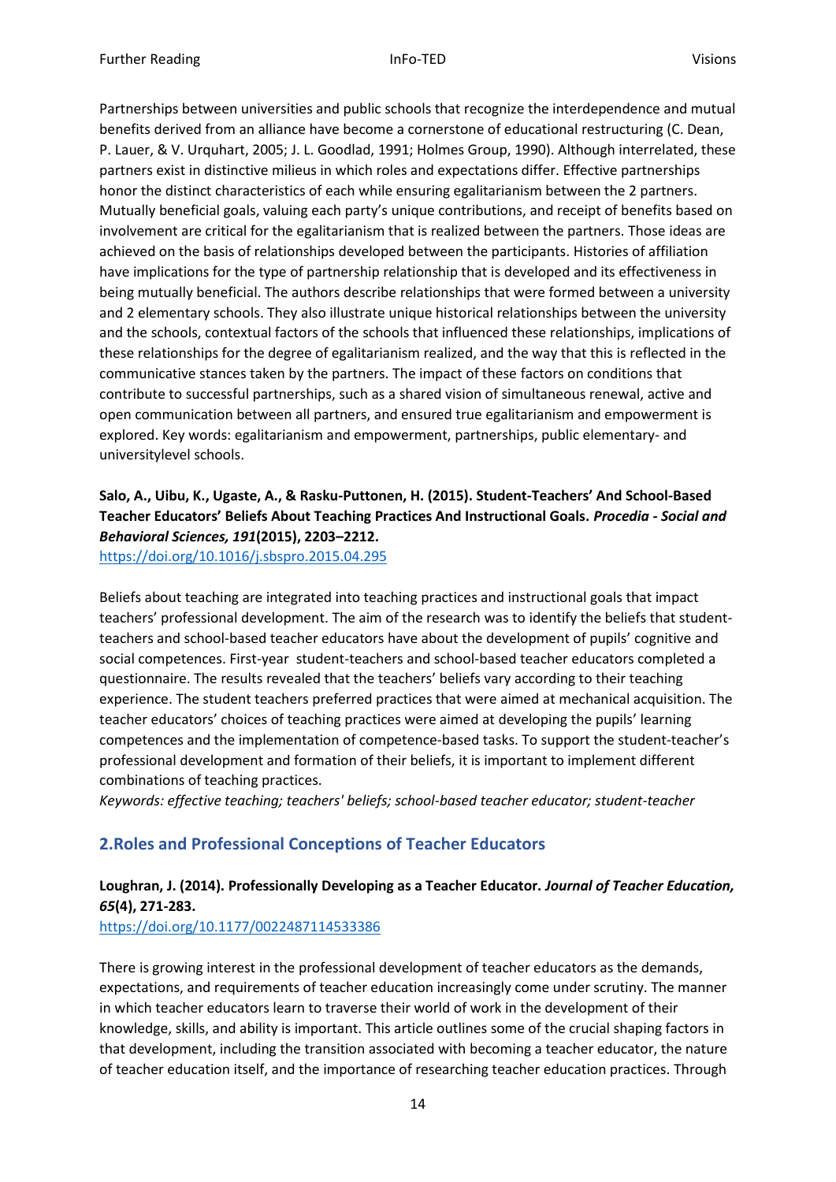Partnerships between universities and public schools that recognize the interdependence and mutual benefits derived from an alliance have become a cornerstone of educational restructuring (C. Dean, P. Lauer, & V. Urquhart, 2005; J. L. Goodlad, 1991; Holmes Group, 1990). Although interrelated, these partners exist in distinctive milieus in which roles and expectations differ. Effective partnerships honor the distinct characteristics of each while ensuring egalitarianism between the 2 partners. Mutually beneficial goals, valuing each party's unique contributions, and receipt of benefits based on involvement are critical for the egalitarianism that is realized between the partners. Those ideas are achieved on the basis of relationships developed between the participants. Histories of affiliation have implications for the type of partnership relationship that is developed and its effectiveness in being mutually beneficial. The authors describe relationships that were formed between a university and 2 elementary schools. They also illustrate unique historical relationships between the university and the schools, contextual factors of the schools that influenced these relationships, implications of these relationships for the degree of egalitarianism realized, and the way that this is reflected in the communicative stances taken by the partners. The impact of these factors on conditions that contribute to successful partnerships, such as a shared vision of simultaneous renewal, active and open communication between all partners, and ensured true egalitarianism and empowerment is explored. Key words: egalitarianism and empowerment, partnerships, public elementary- and universitylevel schools.

**Salo, A., Uibu, K., Ugaste, A., & Rasku-Puttonen, H. (2015). Student-Teachers' And School-Based Teacher Educators' Beliefs About Teaching Practices And Instructional Goals. *Procedia - Social and Behavioral Sciences, 191*(2015), 2203–2212.**
https://doi.org/10.1016/j.sbspro.2015.04.295

Beliefs about teaching are integrated into teaching practices and instructional goals that impact teachers' professional development. The aim of the research was to identify the beliefs that student-teachers and school-based teacher educators have about the development of pupils' cognitive and social competences. First-year student-teachers and school-based teacher educators completed a questionnaire. The results revealed that the teachers' beliefs vary according to their teaching experience. The student teachers preferred practices that were aimed at mechanical acquisition. The teacher educators' choices of teaching practices were aimed at developing the pupils' learning competences and the implementation of competence-based tasks. To support the student-teacher's professional development and formation of their beliefs, it is important to implement different combinations of teaching practices.
*Keywords: effective teaching; teachers' beliefs; school-based teacher educator; student-teacher*

## 2.Roles and Professional Conceptions of Teacher Educators

**Loughran, J. (2014). Professionally Developing as a Teacher Educator. *Journal of Teacher Education, 65*(4), 271-283.**
https://doi.org/10.1177/0022487114533386

There is growing interest in the professional development of teacher educators as the demands, expectations, and requirements of teacher education increasingly come under scrutiny. The manner in which teacher educators learn to traverse their world of work in the development of their knowledge, skills, and ability is important. This article outlines some of the crucial shaping factors in that development, including the transition associated with becoming a teacher educator, the nature of teacher education itself, and the importance of researching teacher education practices. Through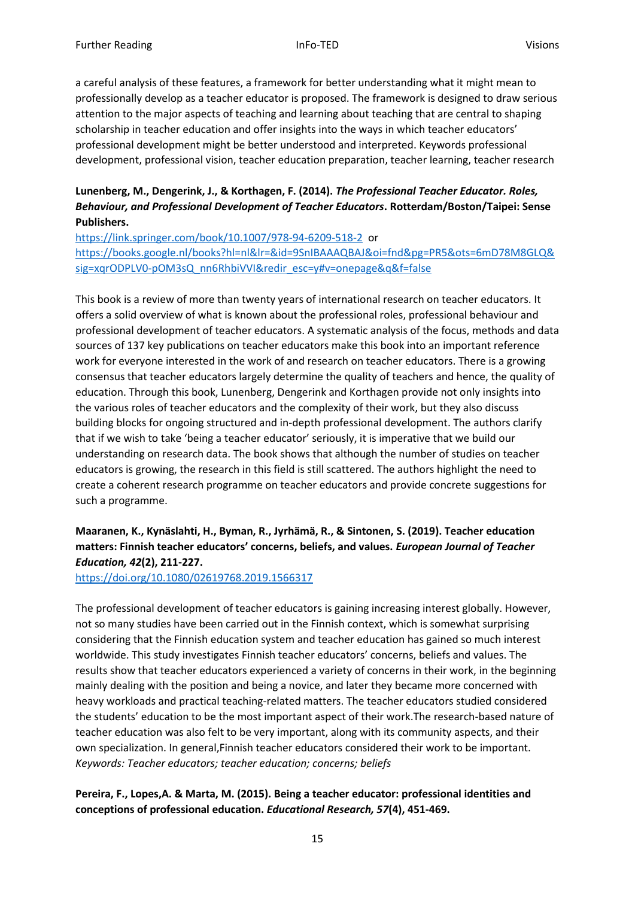a careful analysis of these features, a framework for better understanding what it might mean to professionally develop as a teacher educator is proposed. The framework is designed to draw serious attention to the major aspects of teaching and learning about teaching that are central to shaping scholarship in teacher education and offer insights into the ways in which teacher educators' professional development might be better understood and interpreted. Keywords professional development, professional vision, teacher education preparation, teacher learning, teacher research

**Lunenberg, M., Dengerink, J., & Korthagen, F. (2014). *The Professional Teacher Educator. Roles, Behaviour, and Professional Development of Teacher Educators*. Rotterdam/Boston/Taipei: Sense Publishers.**

https://link.springer.com/book/10.1007/978-94-6209-518-2 or https://books.google.nl/books?hl=nl&lr=&id=9SnIBAAAQBAJ&oi=fnd&pg=PR5&ots=6mD78M8GLQ&sig=xqrODPLV0-pOM3sQ_nn6RhbiVVI&redir_esc=y#v=onepage&q&f=false

This book is a review of more than twenty years of international research on teacher educators. It offers a solid overview of what is known about the professional roles, professional behaviour and professional development of teacher educators. A systematic analysis of the focus, methods and data sources of 137 key publications on teacher educators make this book into an important reference work for everyone interested in the work of and research on teacher educators. There is a growing consensus that teacher educators largely determine the quality of teachers and hence, the quality of education. Through this book, Lunenberg, Dengerink and Korthagen provide not only insights into the various roles of teacher educators and the complexity of their work, but they also discuss building blocks for ongoing structured and in-depth professional development. The authors clarify that if we wish to take 'being a teacher educator' seriously, it is imperative that we build our understanding on research data. The book shows that although the number of studies on teacher educators is growing, the research in this field is still scattered. The authors highlight the need to create a coherent research programme on teacher educators and provide concrete suggestions for such a programme.

**Maaranen, K., Kynäslahti, H., Byman, R., Jyrhämä, R., & Sintonen, S. (2019). Teacher education matters: Finnish teacher educators' concerns, beliefs, and values. *European Journal of Teacher Education, 42*(2), 211-227.**

https://doi.org/10.1080/02619768.2019.1566317

The professional development of teacher educators is gaining increasing interest globally. However, not so many studies have been carried out in the Finnish context, which is somewhat surprising considering that the Finnish education system and teacher education has gained so much interest worldwide. This study investigates Finnish teacher educators' concerns, beliefs and values. The results show that teacher educators experienced a variety of concerns in their work, in the beginning mainly dealing with the position and being a novice, and later they became more concerned with heavy workloads and practical teaching-related matters. The teacher educators studied considered the students' education to be the most important aspect of their work.The research-based nature of teacher education was also felt to be very important, along with its community aspects, and their own specialization. In general,Finnish teacher educators considered their work to be important. *Keywords: Teacher educators; teacher education; concerns; beliefs*

**Pereira, F., Lopes,A. & Marta, M. (2015). Being a teacher educator: professional identities and conceptions of professional education. *Educational Research, 57*(4), 451-469.**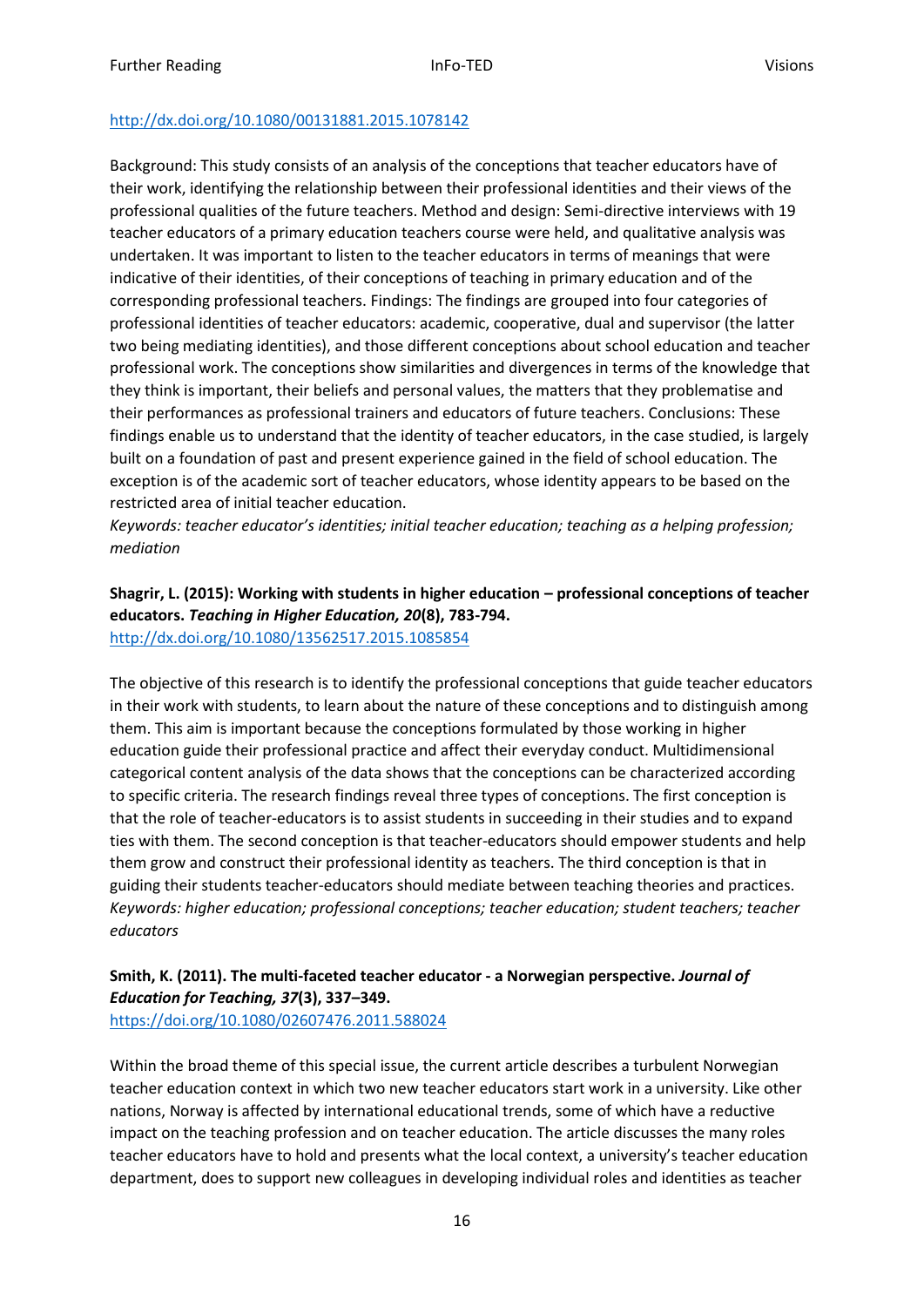http://dx.doi.org/10.1080/00131881.2015.1078142

Background: This study consists of an analysis of the conceptions that teacher educators have of their work, identifying the relationship between their professional identities and their views of the professional qualities of the future teachers. Method and design: Semi-directive interviews with 19 teacher educators of a primary education teachers course were held, and qualitative analysis was undertaken. It was important to listen to the teacher educators in terms of meanings that were indicative of their identities, of their conceptions of teaching in primary education and of the corresponding professional teachers. Findings: The findings are grouped into four categories of professional identities of teacher educators: academic, cooperative, dual and supervisor (the latter two being mediating identities), and those different conceptions about school education and teacher professional work. The conceptions show similarities and divergences in terms of the knowledge that they think is important, their beliefs and personal values, the matters that they problematise and their performances as professional trainers and educators of future teachers. Conclusions: These findings enable us to understand that the identity of teacher educators, in the case studied, is largely built on a foundation of past and present experience gained in the field of school education. The exception is of the academic sort of teacher educators, whose identity appears to be based on the restricted area of initial teacher education.
*Keywords: teacher educator's identities; initial teacher education; teaching as a helping profession; mediation*

**Shagrir, L. (2015): Working with students in higher education – professional conceptions of teacher educators. *Teaching in Higher Education, 20*(8), 783-794.**
http://dx.doi.org/10.1080/13562517.2015.1085854

The objective of this research is to identify the professional conceptions that guide teacher educators in their work with students, to learn about the nature of these conceptions and to distinguish among them. This aim is important because the conceptions formulated by those working in higher education guide their professional practice and affect their everyday conduct. Multidimensional categorical content analysis of the data shows that the conceptions can be characterized according to specific criteria. The research findings reveal three types of conceptions. The first conception is that the role of teacher-educators is to assist students in succeeding in their studies and to expand ties with them. The second conception is that teacher-educators should empower students and help them grow and construct their professional identity as teachers. The third conception is that in guiding their students teacher-educators should mediate between teaching theories and practices.
*Keywords: higher education; professional conceptions; teacher education; student teachers; teacher educators*

**Smith, K. (2011). The multi-faceted teacher educator - a Norwegian perspective. *Journal of Education for Teaching, 37*(3), 337–349.**
https://doi.org/10.1080/02607476.2011.588024

Within the broad theme of this special issue, the current article describes a turbulent Norwegian teacher education context in which two new teacher educators start work in a university. Like other nations, Norway is affected by international educational trends, some of which have a reductive impact on the teaching profession and on teacher education. The article discusses the many roles teacher educators have to hold and presents what the local context, a university's teacher education department, does to support new colleagues in developing individual roles and identities as teacher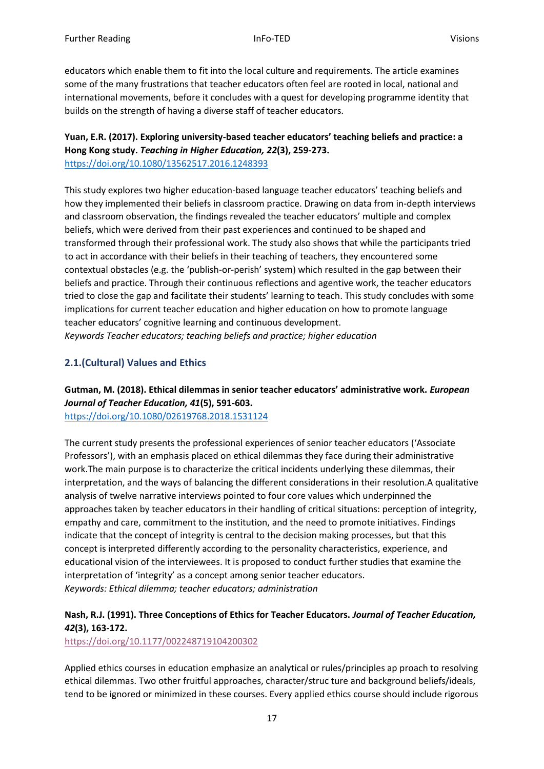educators which enable them to fit into the local culture and requirements. The article examines some of the many frustrations that teacher educators often feel are rooted in local, national and international movements, before it concludes with a quest for developing programme identity that builds on the strength of having a diverse staff of teacher educators.

**Yuan, E.R. (2017). Exploring university-based teacher educators' teaching beliefs and practice: a Hong Kong study. *Teaching in Higher Education, 22*(3), 259-273.**
https://doi.org/10.1080/13562517.2016.1248393

This study explores two higher education-based language teacher educators' teaching beliefs and how they implemented their beliefs in classroom practice. Drawing on data from in-depth interviews and classroom observation, the findings revealed the teacher educators' multiple and complex beliefs, which were derived from their past experiences and continued to be shaped and transformed through their professional work. The study also shows that while the participants tried to act in accordance with their beliefs in their teaching of teachers, they encountered some contextual obstacles (e.g. the 'publish-or-perish' system) which resulted in the gap between their beliefs and practice. Through their continuous reflections and agentive work, the teacher educators tried to close the gap and facilitate their students' learning to teach. This study concludes with some implications for current teacher education and higher education on how to promote language teacher educators' cognitive learning and continuous development.
*Keywords Teacher educators; teaching beliefs and practice; higher education*

## 2.1.(Cultural) Values and Ethics

**Gutman, M. (2018). Ethical dilemmas in senior teacher educators' administrative work. *European Journal of Teacher Education, 41*(5), 591-603.**
https://doi.org/10.1080/02619768.2018.1531124

The current study presents the professional experiences of senior teacher educators ('Associate Professors'), with an emphasis placed on ethical dilemmas they face during their administrative work.The main purpose is to characterize the critical incidents underlying these dilemmas, their interpretation, and the ways of balancing the different considerations in their resolution.A qualitative analysis of twelve narrative interviews pointed to four core values which underpinned the approaches taken by teacher educators in their handling of critical situations: perception of integrity, empathy and care, commitment to the institution, and the need to promote initiatives. Findings indicate that the concept of integrity is central to the decision making processes, but that this concept is interpreted differently according to the personality characteristics, experience, and educational vision of the interviewees. It is proposed to conduct further studies that examine the interpretation of 'integrity' as a concept among senior teacher educators.
*Keywords: Ethical dilemma; teacher educators; administration*

**Nash, R.J. (1991). Three Conceptions of Ethics for Teacher Educators. *Journal of Teacher Education, 42*(3), 163-172.**
https://doi.org/10.1177/002248719104200302

Applied ethics courses in education emphasize an analytical or rules/principles ap proach to resolving ethical dilemmas. Two other fruitful approaches, character/struc ture and background beliefs/ideals, tend to be ignored or minimized in these courses. Every applied ethics course should include rigorous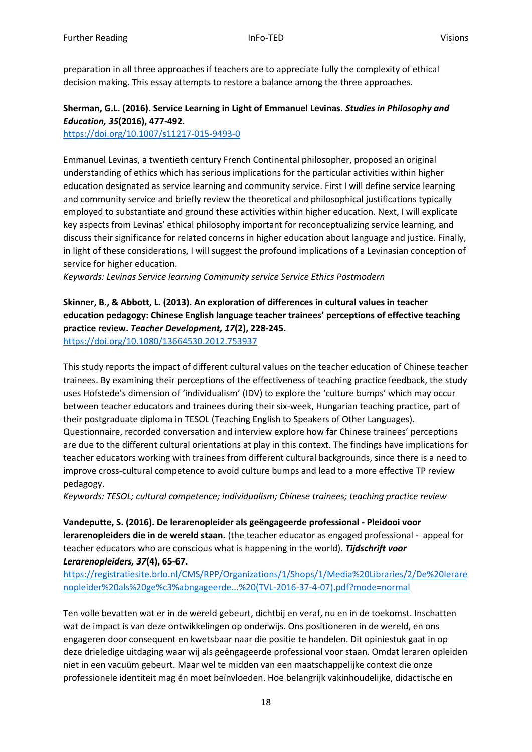preparation in all three approaches if teachers are to appreciate fully the complexity of ethical decision making. This essay attempts to restore a balance among the three approaches.

**Sherman, G.L. (2016). Service Learning in Light of Emmanuel Levinas. *Studies in Philosophy and Education, 35*(2016), 477-492.**
https://doi.org/10.1007/s11217-015-9493-0

Emmanuel Levinas, a twentieth century French Continental philosopher, proposed an original understanding of ethics which has serious implications for the particular activities within higher education designated as service learning and community service. First I will define service learning and community service and briefly review the theoretical and philosophical justifications typically employed to substantiate and ground these activities within higher education. Next, I will explicate key aspects from Levinas' ethical philosophy important for reconceptualizing service learning, and discuss their significance for related concerns in higher education about language and justice. Finally, in light of these considerations, I will suggest the profound implications of a Levinasian conception of service for higher education.
*Keywords: Levinas Service learning Community service Service Ethics Postmodern*

**Skinner, B., & Abbott, L. (2013). An exploration of differences in cultural values in teacher education pedagogy: Chinese English language teacher trainees' perceptions of effective teaching practice review. *Teacher Development, 17*(2), 228-245.**
https://doi.org/10.1080/13664530.2012.753937

This study reports the impact of different cultural values on the teacher education of Chinese teacher trainees. By examining their perceptions of the effectiveness of teaching practice feedback, the study uses Hofstede's dimension of 'individualism' (IDV) to explore the 'culture bumps' which may occur between teacher educators and trainees during their six-week, Hungarian teaching practice, part of their postgraduate diploma in TESOL (Teaching English to Speakers of Other Languages). Questionnaire, recorded conversation and interview explore how far Chinese trainees' perceptions are due to the different cultural orientations at play in this context. The findings have implications for teacher educators working with trainees from different cultural backgrounds, since there is a need to improve cross-cultural competence to avoid culture bumps and lead to a more effective TP review pedagogy.
*Keywords: TESOL; cultural competence; individualism; Chinese trainees; teaching practice review*

**Vandeputte, S. (2016). De lerarenopleider als geëngageerde professional - Pleidooi voor lerarenopleiders die in de wereld staan.** (the teacher educator as engaged professional - appeal for teacher educators who are conscious what is happening in the world). ***Tijdschrift voor Lerarenopleiders, 37*(4), 65-67.**
https://registratiesite.brlo.nl/CMS/RPP/Organizations/1/Shops/1/Media%20Libraries/2/De%20lerarenopleider%20als%20ge%c3%abngageerde...%20(TVL-2016-37-4-07).pdf?mode=normal

Ten volle bevatten wat er in de wereld gebeurt, dichtbij en veraf, nu en in de toekomst. Inschatten wat de impact is van deze ontwikkelingen op onderwijs. Ons positioneren in de wereld, en ons engageren door consequent en kwetsbaar naar die positie te handelen. Dit opiniestuk gaat in op deze drieledige uitdaging waar wij als geëngageerde professional voor staan. Omdat leraren opleiden niet in een vacuüm gebeurt. Maar wel te midden van een maatschappelijke context die onze professionele identiteit mag én moet beïnvloeden. Hoe belangrijk vakinhoudelijke, didactische en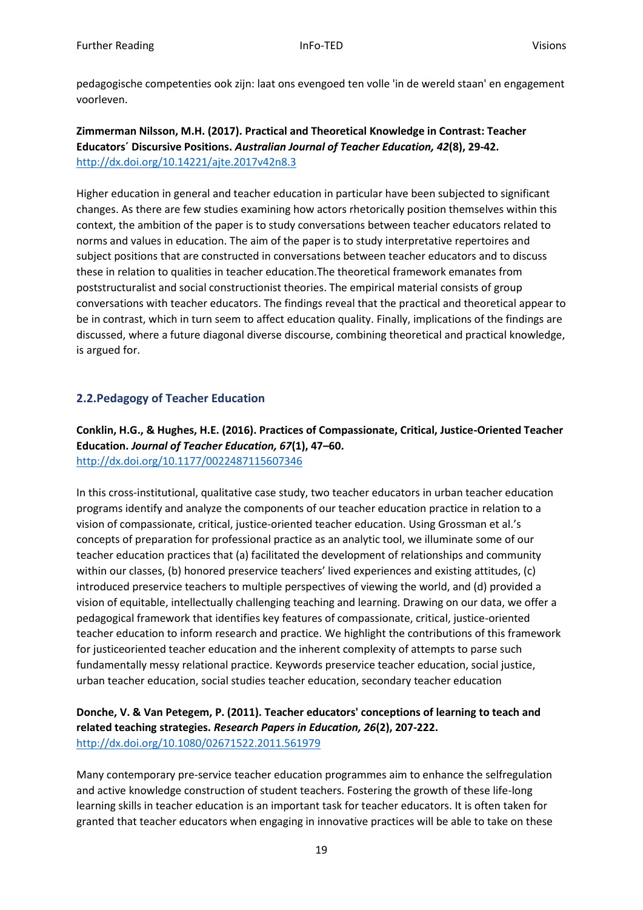pedagogische competenties ook zijn: laat ons evengoed ten volle 'in de wereld staan' en engagement voorleven.

**Zimmerman Nilsson, M.H. (2017). Practical and Theoretical Knowledge in Contrast: Teacher Educators´ Discursive Positions. *Australian Journal of Teacher Education, 42*(8), 29-42.**
http://dx.doi.org/10.14221/ajte.2017v42n8.3

Higher education in general and teacher education in particular have been subjected to significant changes. As there are few studies examining how actors rhetorically position themselves within this context, the ambition of the paper is to study conversations between teacher educators related to norms and values in education. The aim of the paper is to study interpretative repertoires and subject positions that are constructed in conversations between teacher educators and to discuss these in relation to qualities in teacher education.The theoretical framework emanates from poststructuralist and social constructionist theories. The empirical material consists of group conversations with teacher educators. The findings reveal that the practical and theoretical appear to be in contrast, which in turn seem to affect education quality. Finally, implications of the findings are discussed, where a future diagonal diverse discourse, combining theoretical and practical knowledge, is argued for.

## 2.2.Pedagogy of Teacher Education

**Conklin, H.G., & Hughes, H.E. (2016). Practices of Compassionate, Critical, Justice-Oriented Teacher Education. *Journal of Teacher Education, 67*(1), 47–60.**
http://dx.doi.org/10.1177/0022487115607346

In this cross-institutional, qualitative case study, two teacher educators in urban teacher education programs identify and analyze the components of our teacher education practice in relation to a vision of compassionate, critical, justice-oriented teacher education. Using Grossman et al.'s concepts of preparation for professional practice as an analytic tool, we illuminate some of our teacher education practices that (a) facilitated the development of relationships and community within our classes, (b) honored preservice teachers' lived experiences and existing attitudes, (c) introduced preservice teachers to multiple perspectives of viewing the world, and (d) provided a vision of equitable, intellectually challenging teaching and learning. Drawing on our data, we offer a pedagogical framework that identifies key features of compassionate, critical, justice-oriented teacher education to inform research and practice. We highlight the contributions of this framework for justiceoriented teacher education and the inherent complexity of attempts to parse such fundamentally messy relational practice. Keywords preservice teacher education, social justice, urban teacher education, social studies teacher education, secondary teacher education

**Donche, V. & Van Petegem, P. (2011). Teacher educators' conceptions of learning to teach and related teaching strategies. *Research Papers in Education, 26*(2), 207-222.**
http://dx.doi.org/10.1080/02671522.2011.561979

Many contemporary pre-service teacher education programmes aim to enhance the selfregulation and active knowledge construction of student teachers. Fostering the growth of these life-long learning skills in teacher education is an important task for teacher educators. It is often taken for granted that teacher educators when engaging in innovative practices will be able to take on these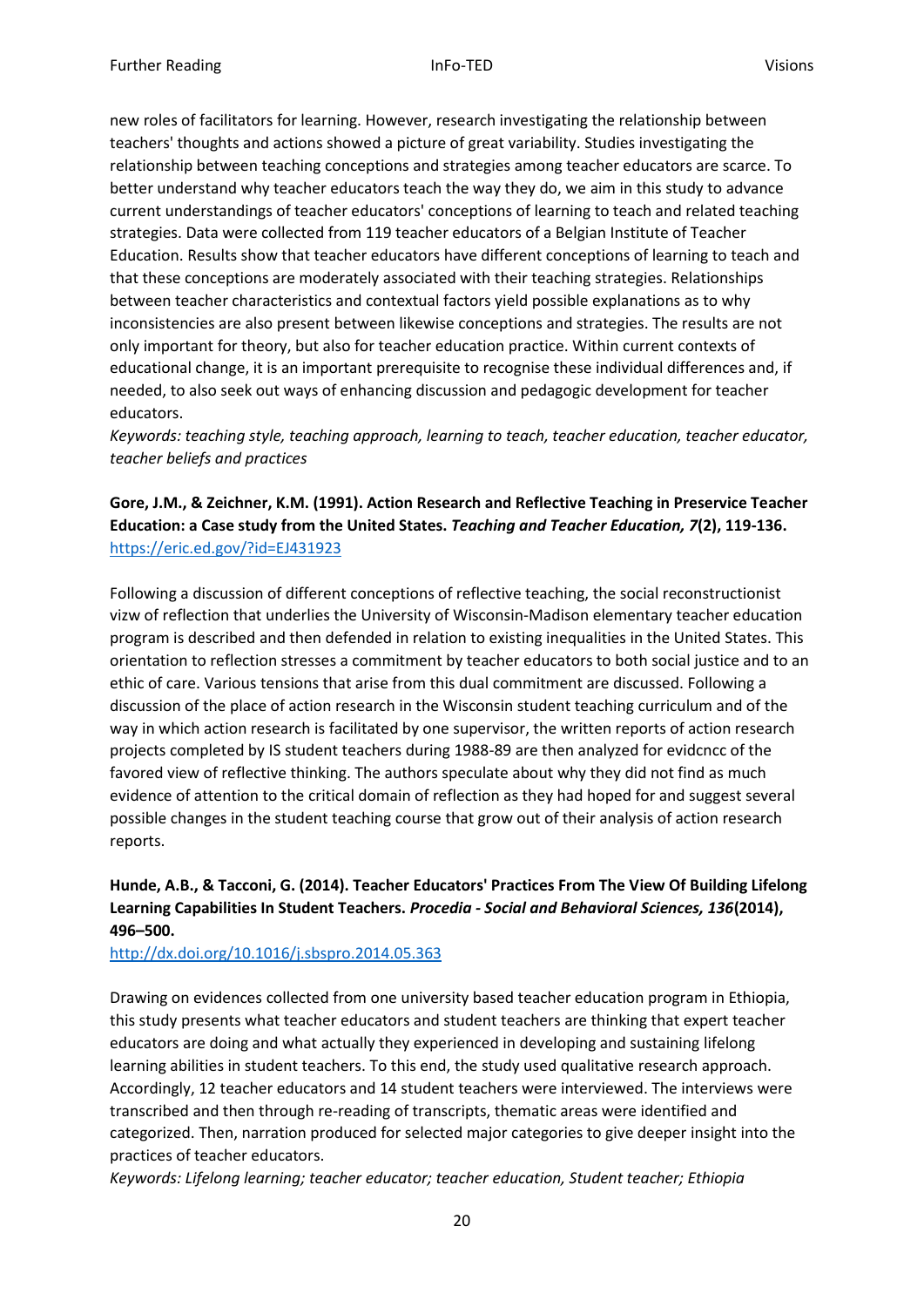new roles of facilitators for learning. However, research investigating the relationship between teachers' thoughts and actions showed a picture of great variability. Studies investigating the relationship between teaching conceptions and strategies among teacher educators are scarce. To better understand why teacher educators teach the way they do, we aim in this study to advance current understandings of teacher educators' conceptions of learning to teach and related teaching strategies. Data were collected from 119 teacher educators of a Belgian Institute of Teacher Education. Results show that teacher educators have different conceptions of learning to teach and that these conceptions are moderately associated with their teaching strategies. Relationships between teacher characteristics and contextual factors yield possible explanations as to why inconsistencies are also present between likewise conceptions and strategies. The results are not only important for theory, but also for teacher education practice. Within current contexts of educational change, it is an important prerequisite to recognise these individual differences and, if needed, to also seek out ways of enhancing discussion and pedagogic development for teacher educators.

*Keywords: teaching style, teaching approach, learning to teach, teacher education, teacher educator, teacher beliefs and practices*

**Gore, J.M., & Zeichner, K.M. (1991). Action Research and Reflective Teaching in Preservice Teacher Education: a Case study from the United States. *Teaching and Teacher Education, 7*(2), 119-136.**
https://eric.ed.gov/?id=EJ431923

Following a discussion of different conceptions of reflective teaching, the social reconstructionist vizw of reflection that underlies the University of Wisconsin-Madison elementary teacher education program is described and then defended in relation to existing inequalities in the United States. This orientation to reflection stresses a commitment by teacher educators to both social justice and to an ethic of care. Various tensions that arise from this dual commitment are discussed. Following a discussion of the place of action research in the Wisconsin student teaching curriculum and of the way in which action research is facilitated by one supervisor, the written reports of action research projects completed by IS student teachers during 1988-89 are then analyzed for evidcncc of the favored view of reflective thinking. The authors speculate about why they did not find as much evidence of attention to the critical domain of reflection as they had hoped for and suggest several possible changes in the student teaching course that grow out of their analysis of action research reports.

**Hunde, A.B., & Tacconi, G. (2014). Teacher Educators' Practices From The View Of Building Lifelong Learning Capabilities In Student Teachers. *Procedia - Social and Behavioral Sciences, 136*(2014), 496–500.**
http://dx.doi.org/10.1016/j.sbspro.2014.05.363

Drawing on evidences collected from one university based teacher education program in Ethiopia, this study presents what teacher educators and student teachers are thinking that expert teacher educators are doing and what actually they experienced in developing and sustaining lifelong learning abilities in student teachers. To this end, the study used qualitative research approach. Accordingly, 12 teacher educators and 14 student teachers were interviewed. The interviews were transcribed and then through re-reading of transcripts, thematic areas were identified and categorized. Then, narration produced for selected major categories to give deeper insight into the practices of teacher educators.

*Keywords: Lifelong learning; teacher educator; teacher education, Student teacher; Ethiopia*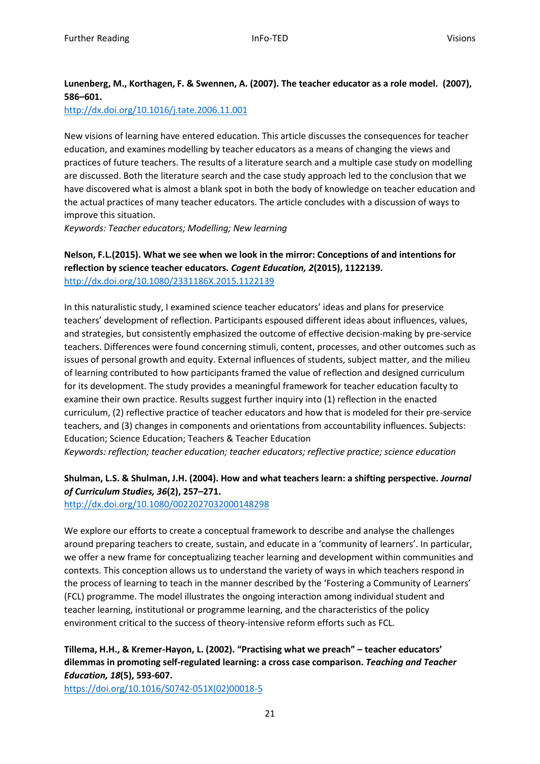**Lunenberg, M., Korthagen, F. & Swennen, A. (2007). The teacher educator as a role model. (2007), 586–601.**
http://dx.doi.org/10.1016/j.tate.2006.11.001

New visions of learning have entered education. This article discusses the consequences for teacher education, and examines modelling by teacher educators as a means of changing the views and practices of future teachers. The results of a literature search and a multiple case study on modelling are discussed. Both the literature search and the case study approach led to the conclusion that we have discovered what is almost a blank spot in both the body of knowledge on teacher education and the actual practices of many teacher educators. The article concludes with a discussion of ways to improve this situation.
*Keywords: Teacher educators; Modelling; New learning*

**Nelson, F.L.(2015). What we see when we look in the mirror: Conceptions of and intentions for reflection by science teacher educators. *Cogent Education, 2*(2015), 1122139.**
http://dx.doi.org/10.1080/2331186X.2015.1122139

In this naturalistic study, I examined science teacher educators' ideas and plans for preservice teachers' development of reflection. Participants espoused different ideas about influences, values, and strategies, but consistently emphasized the outcome of effective decision-making by pre-service teachers. Differences were found concerning stimuli, content, processes, and other outcomes such as issues of personal growth and equity. External influences of students, subject matter, and the milieu of learning contributed to how participants framed the value of reflection and designed curriculum for its development. The study provides a meaningful framework for teacher education faculty to examine their own practice. Results suggest further inquiry into (1) reflection in the enacted curriculum, (2) reflective practice of teacher educators and how that is modeled for their pre-service teachers, and (3) changes in components and orientations from accountability influences. Subjects: Education; Science Education; Teachers & Teacher Education
*Keywords: reflection; teacher education; teacher educators; reflective practice; science education*

**Shulman, L.S. & Shulman, J.H. (2004). How and what teachers learn: a shifting perspective. *Journal of Curriculum Studies, 36*(2), 257–271.**
http://dx.doi.org/10.1080/0022027032000148298

We explore our efforts to create a conceptual framework to describe and analyse the challenges around preparing teachers to create, sustain, and educate in a 'community of learners'. In particular, we offer a new frame for conceptualizing teacher learning and development within communities and contexts. This conception allows us to understand the variety of ways in which teachers respond in the process of learning to teach in the manner described by the 'Fostering a Community of Learners' (FCL) programme. The model illustrates the ongoing interaction among individual student and teacher learning, institutional or programme learning, and the characteristics of the policy environment critical to the success of theory-intensive reform efforts such as FCL.

**Tillema, H.H., & Kremer-Hayon, L. (2002). "Practising what we preach" – teacher educators' dilemmas in promoting self-regulated learning: a cross case comparison. *Teaching and Teacher Education, 18*(5), 593-607.**
https://doi.org/10.1016/S0742-051X(02)00018-5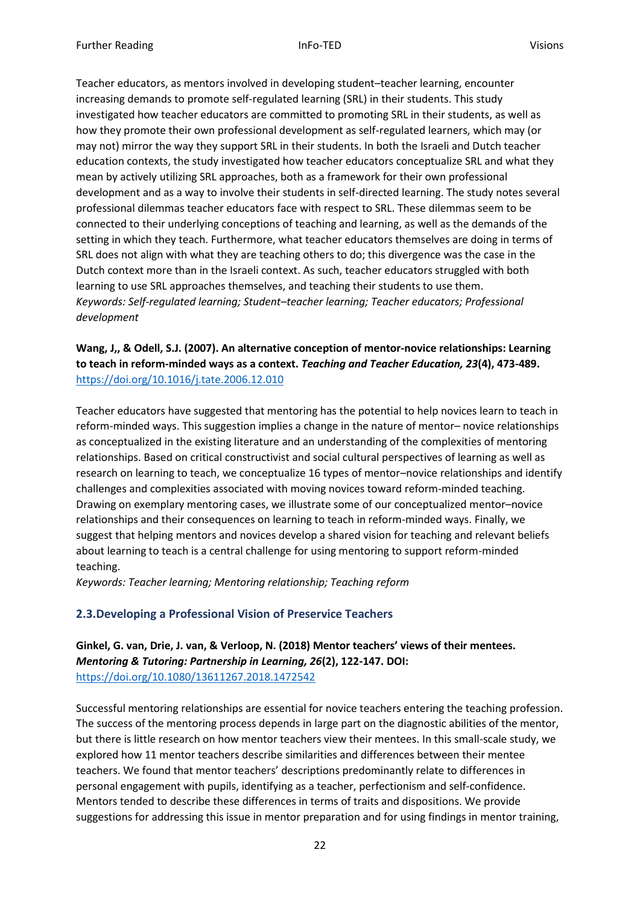Teacher educators, as mentors involved in developing student–teacher learning, encounter increasing demands to promote self-regulated learning (SRL) in their students. This study investigated how teacher educators are committed to promoting SRL in their students, as well as how they promote their own professional development as self-regulated learners, which may (or may not) mirror the way they support SRL in their students. In both the Israeli and Dutch teacher education contexts, the study investigated how teacher educators conceptualize SRL and what they mean by actively utilizing SRL approaches, both as a framework for their own professional development and as a way to involve their students in self-directed learning. The study notes several professional dilemmas teacher educators face with respect to SRL. These dilemmas seem to be connected to their underlying conceptions of teaching and learning, as well as the demands of the setting in which they teach. Furthermore, what teacher educators themselves are doing in terms of SRL does not align with what they are teaching others to do; this divergence was the case in the Dutch context more than in the Israeli context. As such, teacher educators struggled with both learning to use SRL approaches themselves, and teaching their students to use them.
*Keywords: Self-regulated learning; Student–teacher learning; Teacher educators; Professional development*

**Wang, J,, & Odell, S.J. (2007). An alternative conception of mentor-novice relationships: Learning to teach in reform-minded ways as a context. *Teaching and Teacher Education, 23*(4), 473-489.**
https://doi.org/10.1016/j.tate.2006.12.010

Teacher educators have suggested that mentoring has the potential to help novices learn to teach in reform-minded ways. This suggestion implies a change in the nature of mentor– novice relationships as conceptualized in the existing literature and an understanding of the complexities of mentoring relationships. Based on critical constructivist and social cultural perspectives of learning as well as research on learning to teach, we conceptualize 16 types of mentor–novice relationships and identify challenges and complexities associated with moving novices toward reform-minded teaching. Drawing on exemplary mentoring cases, we illustrate some of our conceptualized mentor–novice relationships and their consequences on learning to teach in reform-minded ways. Finally, we suggest that helping mentors and novices develop a shared vision for teaching and relevant beliefs about learning to teach is a central challenge for using mentoring to support reform-minded teaching.
*Keywords: Teacher learning; Mentoring relationship; Teaching reform*

## 2.3. Developing a Professional Vision of Preservice Teachers

**Ginkel, G. van, Drie, J. van, & Verloop, N. (2018) Mentor teachers' views of their mentees. *Mentoring & Tutoring: Partnership in Learning, 26*(2), 122-147. DOI:**
https://doi.org/10.1080/13611267.2018.1472542

Successful mentoring relationships are essential for novice teachers entering the teaching profession. The success of the mentoring process depends in large part on the diagnostic abilities of the mentor, but there is little research on how mentor teachers view their mentees. In this small-scale study, we explored how 11 mentor teachers describe similarities and differences between their mentee teachers. We found that mentor teachers' descriptions predominantly relate to differences in personal engagement with pupils, identifying as a teacher, perfectionism and self-confidence. Mentors tended to describe these differences in terms of traits and dispositions. We provide suggestions for addressing this issue in mentor preparation and for using findings in mentor training,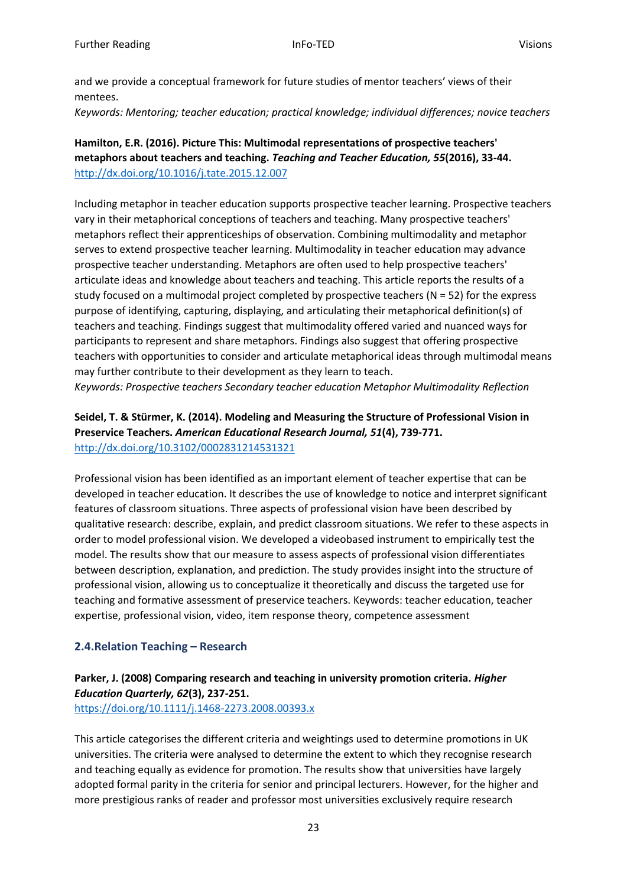and we provide a conceptual framework for future studies of mentor teachers' views of their mentees.

*Keywords: Mentoring; teacher education; practical knowledge; individual differences; novice teachers*

**Hamilton, E.R. (2016). Picture This: Multimodal representations of prospective teachers' metaphors about teachers and teaching. *Teaching and Teacher Education, 55*(2016), 33-44.**
http://dx.doi.org/10.1016/j.tate.2015.12.007

Including metaphor in teacher education supports prospective teacher learning. Prospective teachers vary in their metaphorical conceptions of teachers and teaching. Many prospective teachers' metaphors reflect their apprenticeships of observation. Combining multimodality and metaphor serves to extend prospective teacher learning. Multimodality in teacher education may advance prospective teacher understanding. Metaphors are often used to help prospective teachers' articulate ideas and knowledge about teachers and teaching. This article reports the results of a study focused on a multimodal project completed by prospective teachers (N = 52) for the express purpose of identifying, capturing, displaying, and articulating their metaphorical definition(s) of teachers and teaching. Findings suggest that multimodality offered varied and nuanced ways for participants to represent and share metaphors. Findings also suggest that offering prospective teachers with opportunities to consider and articulate metaphorical ideas through multimodal means may further contribute to their development as they learn to teach.

*Keywords: Prospective teachers Secondary teacher education Metaphor Multimodality Reflection*

**Seidel, T. & Stürmer, K. (2014). Modeling and Measuring the Structure of Professional Vision in Preservice Teachers. *American Educational Research Journal, 51*(4), 739-771.**
http://dx.doi.org/10.3102/0002831214531321

Professional vision has been identified as an important element of teacher expertise that can be developed in teacher education. It describes the use of knowledge to notice and interpret significant features of classroom situations. Three aspects of professional vision have been described by qualitative research: describe, explain, and predict classroom situations. We refer to these aspects in order to model professional vision. We developed a videobased instrument to empirically test the model. The results show that our measure to assess aspects of professional vision differentiates between description, explanation, and prediction. The study provides insight into the structure of professional vision, allowing us to conceptualize it theoretically and discuss the targeted use for teaching and formative assessment of preservice teachers. Keywords: teacher education, teacher expertise, professional vision, video, item response theory, competence assessment

### 2.4.Relation Teaching – Research

**Parker, J. (2008) Comparing research and teaching in university promotion criteria. *Higher Education Quarterly, 62*(3), 237-251.**
https://doi.org/10.1111/j.1468-2273.2008.00393.x

This article categorises the different criteria and weightings used to determine promotions in UK universities. The criteria were analysed to determine the extent to which they recognise research and teaching equally as evidence for promotion. The results show that universities have largely adopted formal parity in the criteria for senior and principal lecturers. However, for the higher and more prestigious ranks of reader and professor most universities exclusively require research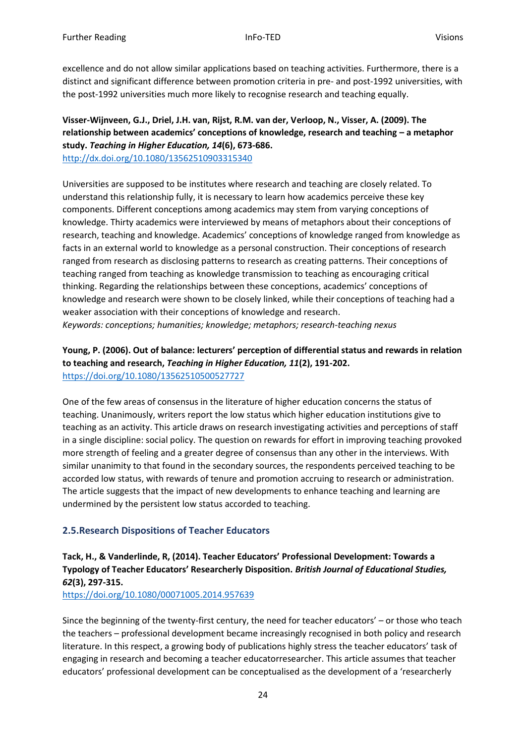excellence and do not allow similar applications based on teaching activities. Furthermore, there is a distinct and significant difference between promotion criteria in pre- and post-1992 universities, with the post-1992 universities much more likely to recognise research and teaching equally.

**Visser-Wijnveen, G.J., Driel, J.H. van, Rijst, R.M. van der, Verloop, N., Visser, A. (2009). The relationship between academics' conceptions of knowledge, research and teaching – a metaphor study. *Teaching in Higher Education, 14*(6), 673-686.**
http://dx.doi.org/10.1080/13562510903315340

Universities are supposed to be institutes where research and teaching are closely related. To understand this relationship fully, it is necessary to learn how academics perceive these key components. Different conceptions among academics may stem from varying conceptions of knowledge. Thirty academics were interviewed by means of metaphors about their conceptions of research, teaching and knowledge. Academics' conceptions of knowledge ranged from knowledge as facts in an external world to knowledge as a personal construction. Their conceptions of research ranged from research as disclosing patterns to research as creating patterns. Their conceptions of teaching ranged from teaching as knowledge transmission to teaching as encouraging critical thinking. Regarding the relationships between these conceptions, academics' conceptions of knowledge and research were shown to be closely linked, while their conceptions of teaching had a weaker association with their conceptions of knowledge and research.
*Keywords: conceptions; humanities; knowledge; metaphors; research-teaching nexus*

**Young, P. (2006). Out of balance: lecturers' perception of differential status and rewards in relation to teaching and research, *Teaching in Higher Education, 11*(2), 191-202.**
https://doi.org/10.1080/13562510500527727

One of the few areas of consensus in the literature of higher education concerns the status of teaching. Unanimously, writers report the low status which higher education institutions give to teaching as an activity. This article draws on research investigating activities and perceptions of staff in a single discipline: social policy. The question on rewards for effort in improving teaching provoked more strength of feeling and a greater degree of consensus than any other in the interviews. With similar unanimity to that found in the secondary sources, the respondents perceived teaching to be accorded low status, with rewards of tenure and promotion accruing to research or administration. The article suggests that the impact of new developments to enhance teaching and learning are undermined by the persistent low status accorded to teaching.

### 2.5.Research Dispositions of Teacher Educators

**Tack, H., & Vanderlinde, R, (2014). Teacher Educators' Professional Development: Towards a Typology of Teacher Educators' Researcherly Disposition. *British Journal of Educational Studies, 62*(3), 297-315.**
https://doi.org/10.1080/00071005.2014.957639

Since the beginning of the twenty-first century, the need for teacher educators' – or those who teach the teachers – professional development became increasingly recognised in both policy and research literature. In this respect, a growing body of publications highly stress the teacher educators' task of engaging in research and becoming a teacher educatorresearcher. This article assumes that teacher educators' professional development can be conceptualised as the development of a 'researcherly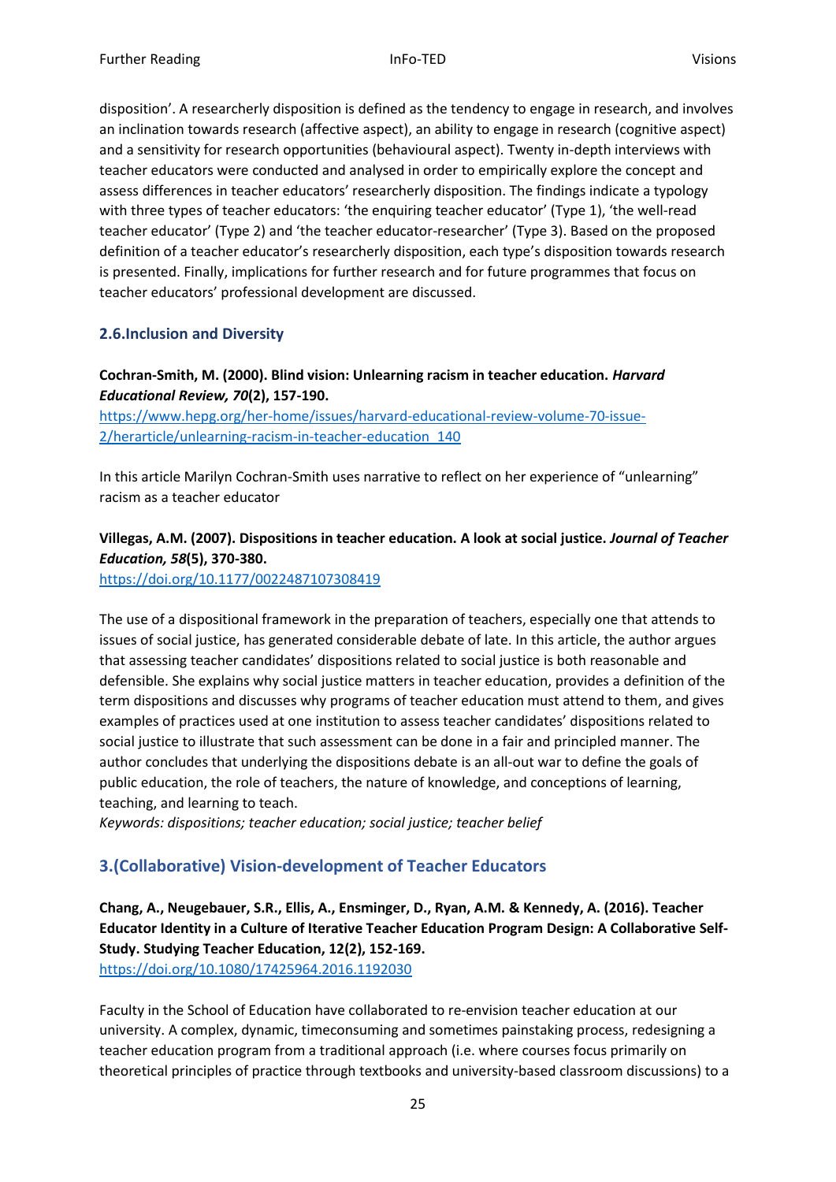disposition'. A researcherly disposition is defined as the tendency to engage in research, and involves an inclination towards research (affective aspect), an ability to engage in research (cognitive aspect) and a sensitivity for research opportunities (behavioural aspect). Twenty in-depth interviews with teacher educators were conducted and analysed in order to empirically explore the concept and assess differences in teacher educators' researcherly disposition. The findings indicate a typology with three types of teacher educators: 'the enquiring teacher educator' (Type 1), 'the well-read teacher educator' (Type 2) and 'the teacher educator-researcher' (Type 3). Based on the proposed definition of a teacher educator's researcherly disposition, each type's disposition towards research is presented. Finally, implications for further research and for future programmes that focus on teacher educators' professional development are discussed.

### 2.6.Inclusion and Diversity

**Cochran-Smith, M. (2000). Blind vision: Unlearning racism in teacher education. *Harvard Educational Review, 70*(2), 157-190.**
https://www.hepg.org/her-home/issues/harvard-educational-review-volume-70-issue-2/herarticle/unlearning-racism-in-teacher-education_140

In this article Marilyn Cochran-Smith uses narrative to reflect on her experience of "unlearning" racism as a teacher educator

**Villegas, A.M. (2007). Dispositions in teacher education. A look at social justice. *Journal of Teacher Education, 58*(5), 370-380.**
https://doi.org/10.1177/0022487107308419

The use of a dispositional framework in the preparation of teachers, especially one that attends to issues of social justice, has generated considerable debate of late. In this article, the author argues that assessing teacher candidates' dispositions related to social justice is both reasonable and defensible. She explains why social justice matters in teacher education, provides a definition of the term dispositions and discusses why programs of teacher education must attend to them, and gives examples of practices used at one institution to assess teacher candidates' dispositions related to social justice to illustrate that such assessment can be done in a fair and principled manner. The author concludes that underlying the dispositions debate is an all-out war to define the goals of public education, the role of teachers, the nature of knowledge, and conceptions of learning, teaching, and learning to teach.
*Keywords: dispositions; teacher education; social justice; teacher belief*

## 3.(Collaborative) Vision-development of Teacher Educators

**Chang, A., Neugebauer, S.R., Ellis, A., Ensminger, D., Ryan, A.M. & Kennedy, A. (2016). Teacher Educator Identity in a Culture of Iterative Teacher Education Program Design: A Collaborative Self-Study. Studying Teacher Education, 12(2), 152-169.**
https://doi.org/10.1080/17425964.2016.1192030

Faculty in the School of Education have collaborated to re-envision teacher education at our university. A complex, dynamic, timeconsuming and sometimes painstaking process, redesigning a teacher education program from a traditional approach (i.e. where courses focus primarily on theoretical principles of practice through textbooks and university-based classroom discussions) to a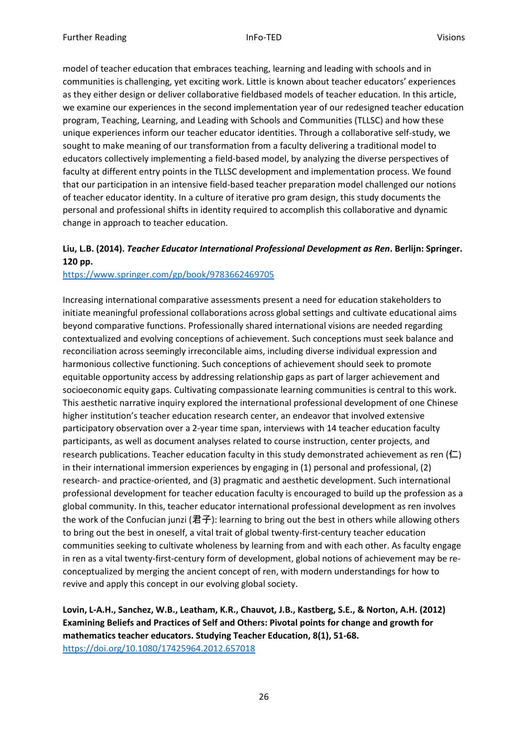model of teacher education that embraces teaching, learning and leading with schools and in communities is challenging, yet exciting work. Little is known about teacher educators' experiences as they either design or deliver collaborative fieldbased models of teacher education. In this article, we examine our experiences in the second implementation year of our redesigned teacher education program, Teaching, Learning, and Leading with Schools and Communities (TLLSC) and how these unique experiences inform our teacher educator identities. Through a collaborative self-study, we sought to make meaning of our transformation from a faculty delivering a traditional model to educators collectively implementing a field-based model, by analyzing the diverse perspectives of faculty at different entry points in the TLLSC development and implementation process. We found that our participation in an intensive field-based teacher preparation model challenged our notions of teacher educator identity. In a culture of iterative pro gram design, this study documents the personal and professional shifts in identity required to accomplish this collaborative and dynamic change in approach to teacher education.

**Liu, L.B. (2014). *Teacher Educator International Professional Development as Ren*. Berlijn: Springer. 120 pp.**
https://www.springer.com/gp/book/9783662469705

Increasing international comparative assessments present a need for education stakeholders to initiate meaningful professional collaborations across global settings and cultivate educational aims beyond comparative functions. Professionally shared international visions are needed regarding contextualized and evolving conceptions of achievement. Such conceptions must seek balance and reconciliation across seemingly irreconcilable aims, including diverse individual expression and harmonious collective functioning. Such conceptions of achievement should seek to promote equitable opportunity access by addressing relationship gaps as part of larger achievement and socioeconomic equity gaps. Cultivating compassionate learning communities is central to this work. This aesthetic narrative inquiry explored the international professional development of one Chinese higher institution's teacher education research center, an endeavor that involved extensive participatory observation over a 2-year time span, interviews with 14 teacher education faculty participants, as well as document analyses related to course instruction, center projects, and research publications. Teacher education faculty in this study demonstrated achievement as ren (仁) in their international immersion experiences by engaging in (1) personal and professional, (2) research- and practice-oriented, and (3) pragmatic and aesthetic development. Such international professional development for teacher education faculty is encouraged to build up the profession as a global community. In this, teacher educator international professional development as ren involves the work of the Confucian junzi (君子): learning to bring out the best in others while allowing others to bring out the best in oneself, a vital trait of global twenty-first-century teacher education communities seeking to cultivate wholeness by learning from and with each other. As faculty engage in ren as a vital twenty-first-century form of development, global notions of achievement may be re-conceptualized by merging the ancient concept of ren, with modern understandings for how to revive and apply this concept in our evolving global society.

**Lovin, L-A.H., Sanchez, W.B., Leatham, K.R., Chauvot, J.B., Kastberg, S.E., & Norton, A.H. (2012) Examining Beliefs and Practices of Self and Others: Pivotal points for change and growth for mathematics teacher educators. Studying Teacher Education, 8(1), 51-68.**
https://doi.org/10.1080/17425964.2012.657018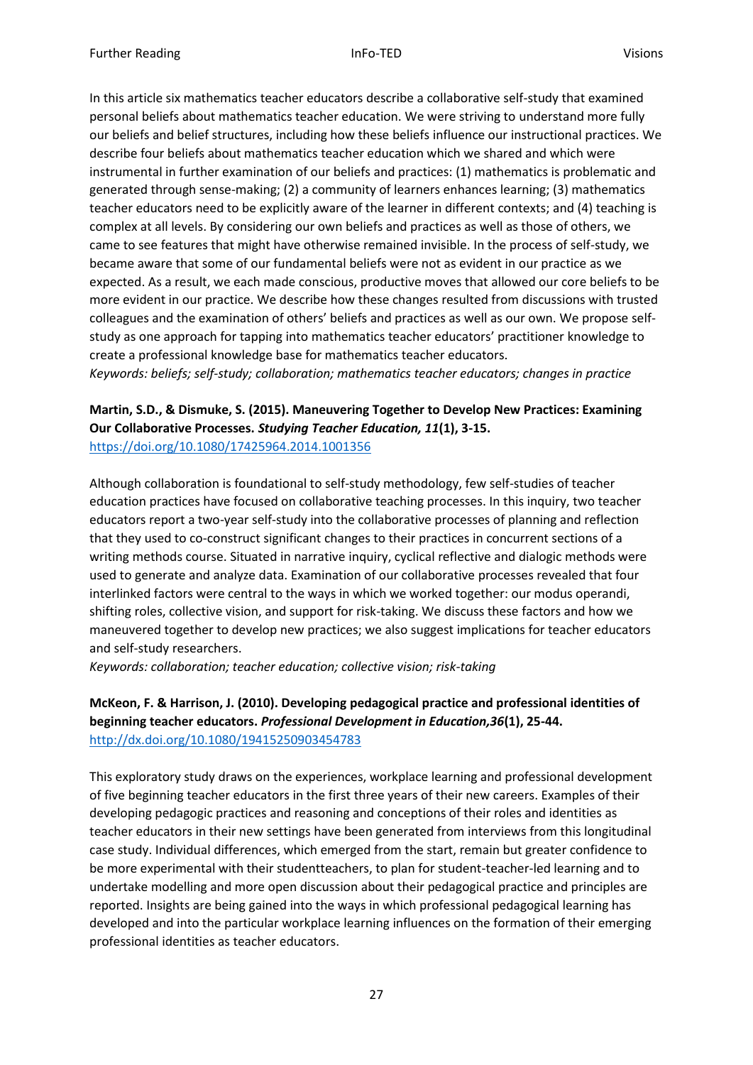In this article six mathematics teacher educators describe a collaborative self-study that examined personal beliefs about mathematics teacher education. We were striving to understand more fully our beliefs and belief structures, including how these beliefs influence our instructional practices. We describe four beliefs about mathematics teacher education which we shared and which were instrumental in further examination of our beliefs and practices: (1) mathematics is problematic and generated through sense-making; (2) a community of learners enhances learning; (3) mathematics teacher educators need to be explicitly aware of the learner in different contexts; and (4) teaching is complex at all levels. By considering our own beliefs and practices as well as those of others, we came to see features that might have otherwise remained invisible. In the process of self-study, we became aware that some of our fundamental beliefs were not as evident in our practice as we expected. As a result, we each made conscious, productive moves that allowed our core beliefs to be more evident in our practice. We describe how these changes resulted from discussions with trusted colleagues and the examination of others' beliefs and practices as well as our own. We propose self-study as one approach for tapping into mathematics teacher educators' practitioner knowledge to create a professional knowledge base for mathematics teacher educators.
*Keywords: beliefs; self-study; collaboration; mathematics teacher educators; changes in practice*

**Martin, S.D., & Dismuke, S. (2015). Maneuvering Together to Develop New Practices: Examining Our Collaborative Processes. *Studying Teacher Education, 11*(1), 3-15.**
https://doi.org/10.1080/17425964.2014.1001356

Although collaboration is foundational to self-study methodology, few self-studies of teacher education practices have focused on collaborative teaching processes. In this inquiry, two teacher educators report a two-year self-study into the collaborative processes of planning and reflection that they used to co-construct significant changes to their practices in concurrent sections of a writing methods course. Situated in narrative inquiry, cyclical reflective and dialogic methods were used to generate and analyze data. Examination of our collaborative processes revealed that four interlinked factors were central to the ways in which we worked together: our modus operandi, shifting roles, collective vision, and support for risk-taking. We discuss these factors and how we maneuvered together to develop new practices; we also suggest implications for teacher educators and self-study researchers.
*Keywords: collaboration; teacher education; collective vision; risk-taking*

**McKeon, F. & Harrison, J. (2010). Developing pedagogical practice and professional identities of beginning teacher educators. *Professional Development in Education,36*(1), 25-44.**
http://dx.doi.org/10.1080/19415250903454783

This exploratory study draws on the experiences, workplace learning and professional development of five beginning teacher educators in the first three years of their new careers. Examples of their developing pedagogic practices and reasoning and conceptions of their roles and identities as teacher educators in their new settings have been generated from interviews from this longitudinal case study. Individual differences, which emerged from the start, remain but greater confidence to be more experimental with their studentteachers, to plan for student-teacher-led learning and to undertake modelling and more open discussion about their pedagogical practice and principles are reported. Insights are being gained into the ways in which professional pedagogical learning has developed and into the particular workplace learning influences on the formation of their emerging professional identities as teacher educators.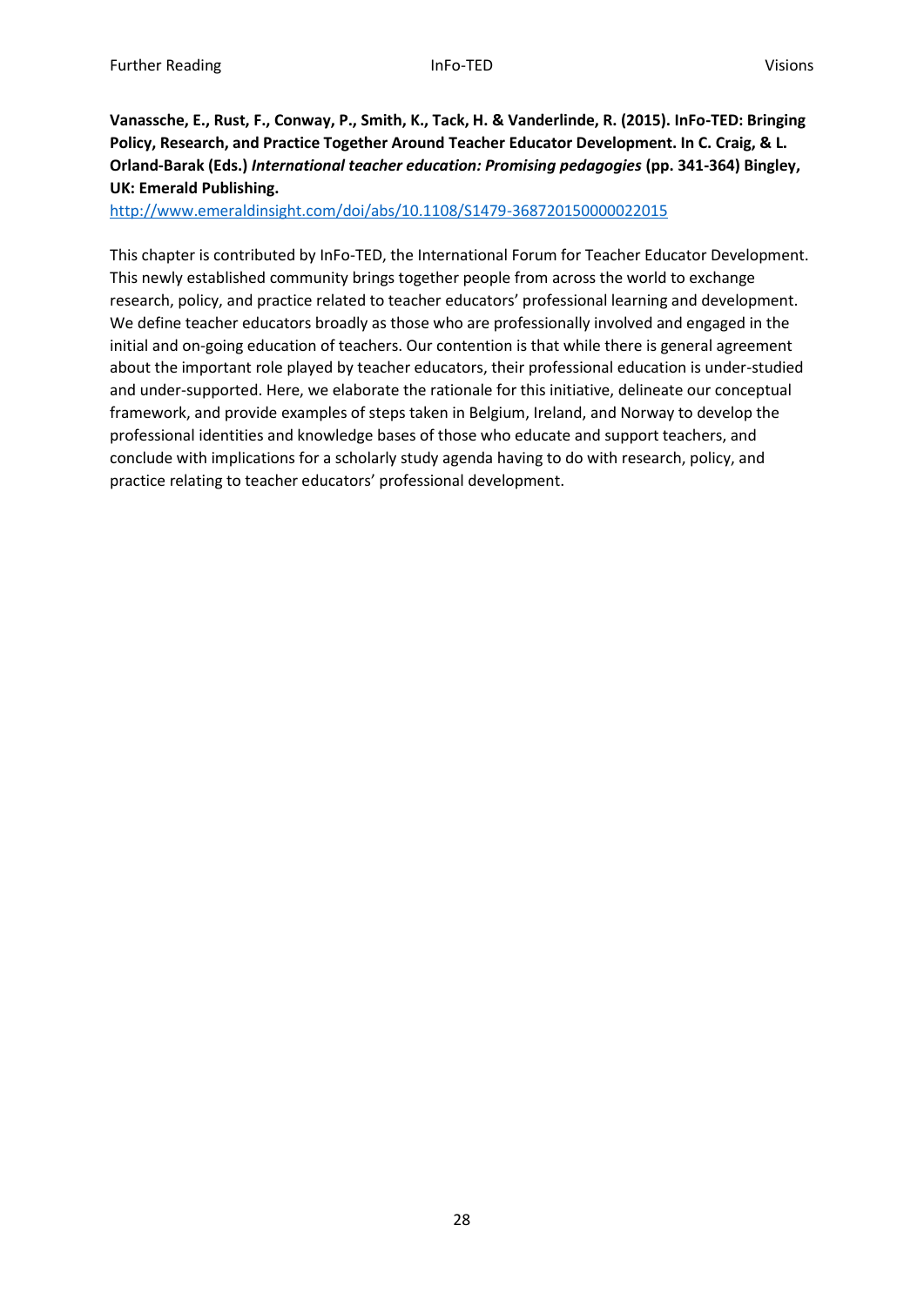**Vanassche, E., Rust, F., Conway, P., Smith, K., Tack, H. & Vanderlinde, R. (2015). InFo-TED: Bringing Policy, Research, and Practice Together Around Teacher Educator Development. In C. Craig, & L. Orland-Barak (Eds.) *International teacher education: Promising pedagogies* (pp. 341-364) Bingley, UK: Emerald Publishing.**

http://www.emeraldinsight.com/doi/abs/10.1108/S1479-368720150000022015

This chapter is contributed by InFo-TED, the International Forum for Teacher Educator Development. This newly established community brings together people from across the world to exchange research, policy, and practice related to teacher educators' professional learning and development. We define teacher educators broadly as those who are professionally involved and engaged in the initial and on-going education of teachers. Our contention is that while there is general agreement about the important role played by teacher educators, their professional education is under-studied and under-supported. Here, we elaborate the rationale for this initiative, delineate our conceptual framework, and provide examples of steps taken in Belgium, Ireland, and Norway to develop the professional identities and knowledge bases of those who educate and support teachers, and conclude with implications for a scholarly study agenda having to do with research, policy, and practice relating to teacher educators' professional development.